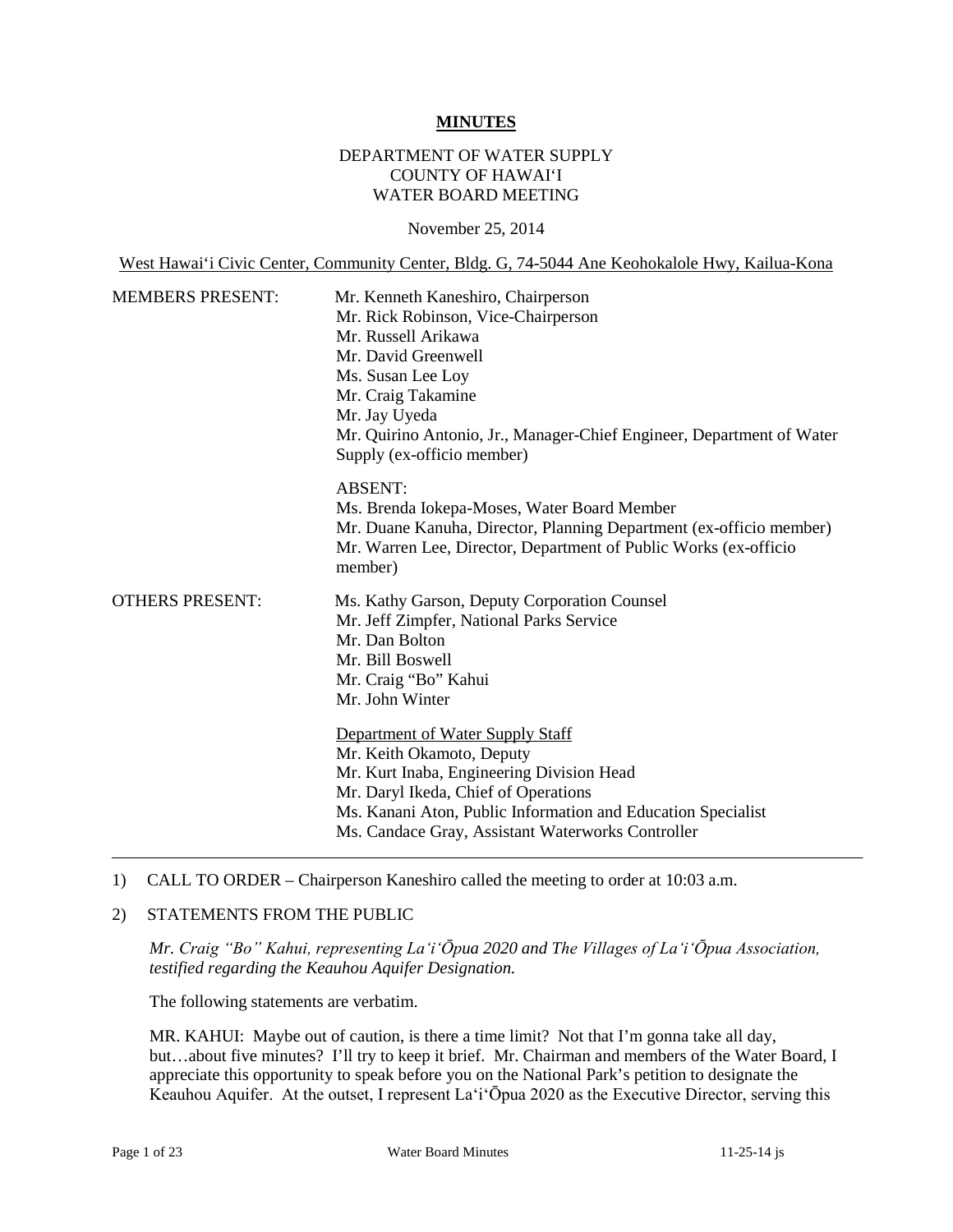# MINUTES

DEPARTMENT OF WATER SUPPLY
COUNTY OF HAWAI'I
WATER BOARD MEETING

November 25, 2014

West Hawai'i Civic Center, Community Center, Bldg. G, 74-5044 Ane Keohokalole Hwy, Kailua-Kona

MEMBERS PRESENT:

Mr. Kenneth Kaneshiro, Chairperson
Mr. Rick Robinson, Vice-Chairperson
Mr. Russell Arikawa
Mr. David Greenwell
Ms. Susan Lee Loy
Mr. Craig Takamine
Mr. Jay Uyeda
Mr. Quirino Antonio, Jr., Manager-Chief Engineer, Department of Water Supply (ex-officio member)

ABSENT:
Ms. Brenda Iokepa-Moses, Water Board Member
Mr. Duane Kanuha, Director, Planning Department (ex-officio member)
Mr. Warren Lee, Director, Department of Public Works (ex-officio member)

OTHERS PRESENT:

Ms. Kathy Garson, Deputy Corporation Counsel
Mr. Jeff Zimpfer, National Parks Service
Mr. Dan Bolton
Mr. Bill Boswell
Mr. Craig "Bo" Kahui
Mr. John Winter

Department of Water Supply Staff
Mr. Keith Okamoto, Deputy
Mr. Kurt Inaba, Engineering Division Head
Mr. Daryl Ikeda, Chief of Operations
Ms. Kanani Aton, Public Information and Education Specialist
Ms. Candace Gray, Assistant Waterworks Controller

---

1) CALL TO ORDER – Chairperson Kaneshiro called the meeting to order at 10:03 a.m.

2) STATEMENTS FROM THE PUBLIC

*Mr. Craig "Bo" Kahui, representing La'i'Ōpua 2020 and The Villages of La'i'Ōpua Association, testified regarding the Keauhou Aquifer Designation.*

The following statements are verbatim.

MR. KAHUI: Maybe out of caution, is there a time limit? Not that I'm gonna take all day, but…about five minutes? I'll try to keep it brief. Mr. Chairman and members of the Water Board, I appreciate this opportunity to speak before you on the National Park's petition to designate the Keauhou Aquifer. At the outset, I represent La'i'Ōpua 2020 as the Executive Director, serving this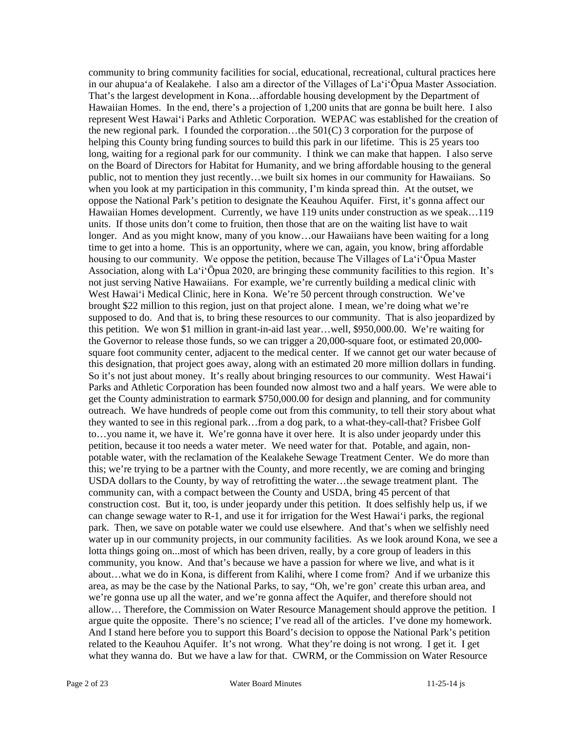community to bring community facilities for social, educational, recreational, cultural practices here in our ahupuaʻa of Kealakehe. I also am a director of the Villages of Laʻiʻōpua Master Association. That's the largest development in Kona…affordable housing development by the Department of Hawaiian Homes. In the end, there's a projection of 1,200 units that are gonna be built here. I also represent West Hawaiʻi Parks and Athletic Corporation. WEPAC was established for the creation of the new regional park. I founded the corporation…the 501(C) 3 corporation for the purpose of helping this County bring funding sources to build this park in our lifetime. This is 25 years too long, waiting for a regional park for our community. I think we can make that happen. I also serve on the Board of Directors for Habitat for Humanity, and we bring affordable housing to the general public, not to mention they just recently…we built six homes in our community for Hawaiians. So when you look at my participation in this community, I'm kinda spread thin. At the outset, we oppose the National Park's petition to designate the Keauhou Aquifer. First, it's gonna affect our Hawaiian Homes development. Currently, we have 119 units under construction as we speak…119 units. If those units don't come to fruition, then those that are on the waiting list have to wait longer. And as you might know, many of you know…our Hawaiians have been waiting for a long time to get into a home. This is an opportunity, where we can, again, you know, bring affordable housing to our community. We oppose the petition, because The Villages of Laʻiʻōpua Master Association, along with Laʻiʻōpua 2020, are bringing these community facilities to this region. It's not just serving Native Hawaiians. For example, we're currently building a medical clinic with West Hawaiʻi Medical Clinic, here in Kona. We're 50 percent through construction. We've brought $22 million to this region, just on that project alone. I mean, we're doing what we're supposed to do. And that is, to bring these resources to our community. That is also jeopardized by this petition. We won $1 million in grant-in-aid last year…well, $950,000.00. We're waiting for the Governor to release those funds, so we can trigger a 20,000-square foot, or estimated 20,000-square foot community center, adjacent to the medical center. If we cannot get our water because of this designation, that project goes away, along with an estimated 20 more million dollars in funding. So it's not just about money. It's really about bringing resources to our community. West Hawaiʻi Parks and Athletic Corporation has been founded now almost two and a half years. We were able to get the County administration to earmark $750,000.00 for design and planning, and for community outreach. We have hundreds of people come out from this community, to tell their story about what they wanted to see in this regional park…from a dog park, to a what-they-call-that? Frisbee Golf to…you name it, we have it. We're gonna have it over here. It is also under jeopardy under this petition, because it too needs a water meter. We need water for that. Potable, and again, non-potable water, with the reclamation of the Kealakehe Sewage Treatment Center. We do more than this; we're trying to be a partner with the County, and more recently, we are coming and bringing USDA dollars to the County, by way of retrofitting the water…the sewage treatment plant. The community can, with a compact between the County and USDA, bring 45 percent of that construction cost. But it, too, is under jeopardy under this petition. It does selfishly help us, if we can change sewage water to R-1, and use it for irrigation for the West Hawaiʻi parks, the regional park. Then, we save on potable water we could use elsewhere. And that's when we selfishly need water up in our community projects, in our community facilities. As we look around Kona, we see a lotta things going on...most of which has been driven, really, by a core group of leaders in this community, you know. And that's because we have a passion for where we live, and what is it about…what we do in Kona, is different from Kalihi, where I come from? And if we urbanize this area, as may be the case by the National Parks, to say, "Oh, we're gon' create this urban area, and we're gonna use up all the water, and we're gonna affect the Aquifer, and therefore should not allow… Therefore, the Commission on Water Resource Management should approve the petition. I argue quite the opposite. There's no science; I've read all of the articles. I've done my homework. And I stand here before you to support this Board's decision to oppose the National Park's petition related to the Keauhou Aquifer. It's not wrong. What they're doing is not wrong. I get it. I get what they wanna do. But we have a law for that. CWRM, or the Commission on Water Resource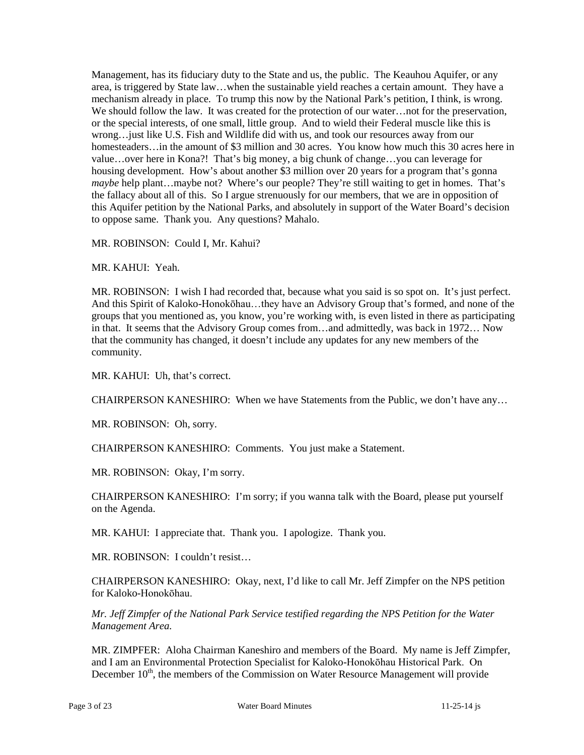Management, has its fiduciary duty to the State and us, the public. The Keauhou Aquifer, or any area, is triggered by State law…when the sustainable yield reaches a certain amount. They have a mechanism already in place. To trump this now by the National Park's petition, I think, is wrong. We should follow the law. It was created for the protection of our water…not for the preservation, or the special interests, of one small, little group. And to wield their Federal muscle like this is wrong…just like U.S. Fish and Wildlife did with us, and took our resources away from our homesteaders…in the amount of $3 million and 30 acres. You know how much this 30 acres here in value…over here in Kona?! That's big money, a big chunk of change…you can leverage for housing development. How's about another $3 million over 20 years for a program that's gonna *maybe* help plant…maybe not? Where's our people? They're still waiting to get in homes. That's the fallacy about all of this. So I argue strenuously for our members, that we are in opposition of this Aquifer petition by the National Parks, and absolutely in support of the Water Board's decision to oppose same. Thank you. Any questions? Mahalo.

MR. ROBINSON: Could I, Mr. Kahui?

MR. KAHUI: Yeah.

MR. ROBINSON: I wish I had recorded that, because what you said is so spot on. It's just perfect. And this Spirit of Kaloko-Honokōhau…they have an Advisory Group that's formed, and none of the groups that you mentioned as, you know, you're working with, is even listed in there as participating in that. It seems that the Advisory Group comes from…and admittedly, was back in 1972… Now that the community has changed, it doesn't include any updates for any new members of the community.

MR. KAHUI: Uh, that's correct.

CHAIRPERSON KANESHIRO: When we have Statements from the Public, we don't have any…

MR. ROBINSON: Oh, sorry.

CHAIRPERSON KANESHIRO: Comments. You just make a Statement.

MR. ROBINSON: Okay, I'm sorry.

CHAIRPERSON KANESHIRO: I'm sorry; if you wanna talk with the Board, please put yourself on the Agenda.

MR. KAHUI: I appreciate that. Thank you. I apologize. Thank you.

MR. ROBINSON: I couldn't resist…

CHAIRPERSON KANESHIRO: Okay, next, I'd like to call Mr. Jeff Zimpfer on the NPS petition for Kaloko-Honokōhau.

*Mr. Jeff Zimpfer of the National Park Service testified regarding the NPS Petition for the Water Management Area.*

MR. ZIMPFER: Aloha Chairman Kaneshiro and members of the Board. My name is Jeff Zimpfer, and I am an Environmental Protection Specialist for Kaloko-Honokōhau Historical Park. On December 10th, the members of the Commission on Water Resource Management will provide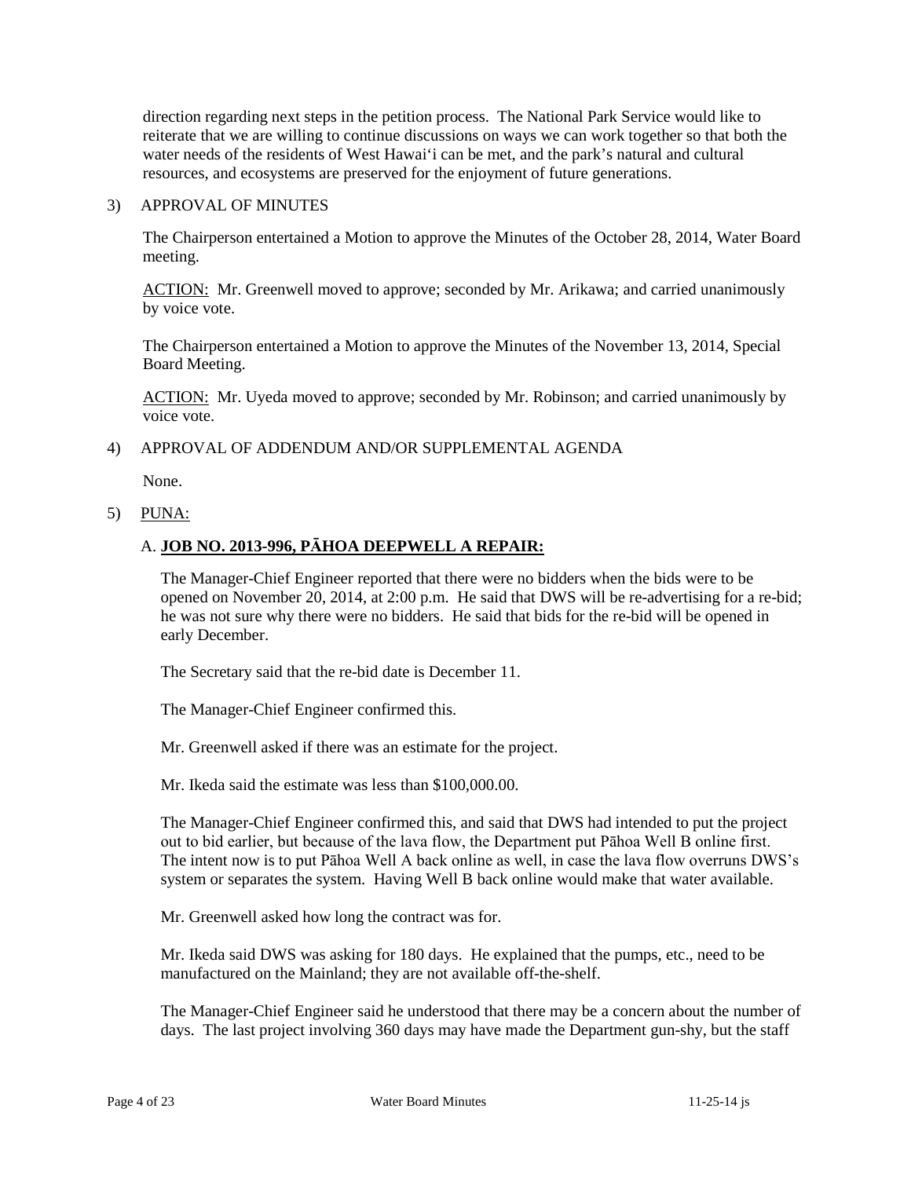direction regarding next steps in the petition process. The National Park Service would like to reiterate that we are willing to continue discussions on ways we can work together so that both the water needs of the residents of West Hawai'i can be met, and the park's natural and cultural resources, and ecosystems are preserved for the enjoyment of future generations.

3) APPROVAL OF MINUTES

The Chairperson entertained a Motion to approve the Minutes of the October 28, 2014, Water Board meeting.

ACTION: Mr. Greenwell moved to approve; seconded by Mr. Arikawa; and carried unanimously by voice vote.

The Chairperson entertained a Motion to approve the Minutes of the November 13, 2014, Special Board Meeting.

ACTION: Mr. Uyeda moved to approve; seconded by Mr. Robinson; and carried unanimously by voice vote.

4) APPROVAL OF ADDENDUM AND/OR SUPPLEMENTAL AGENDA

None.

5) PUNA:

A. **JOB NO. 2013-996, PĀHOA DEEPWELL A REPAIR:**

The Manager-Chief Engineer reported that there were no bidders when the bids were to be opened on November 20, 2014, at 2:00 p.m. He said that DWS will be re-advertising for a re-bid; he was not sure why there were no bidders. He said that bids for the re-bid will be opened in early December.

The Secretary said that the re-bid date is December 11.

The Manager-Chief Engineer confirmed this.

Mr. Greenwell asked if there was an estimate for the project.

Mr. Ikeda said the estimate was less than $100,000.00.

The Manager-Chief Engineer confirmed this, and said that DWS had intended to put the project out to bid earlier, but because of the lava flow, the Department put Pāhoa Well B online first. The intent now is to put Pāhoa Well A back online as well, in case the lava flow overruns DWS's system or separates the system. Having Well B back online would make that water available.

Mr. Greenwell asked how long the contract was for.

Mr. Ikeda said DWS was asking for 180 days. He explained that the pumps, etc., need to be manufactured on the Mainland; they are not available off-the-shelf.

The Manager-Chief Engineer said he understood that there may be a concern about the number of days. The last project involving 360 days may have made the Department gun-shy, but the staff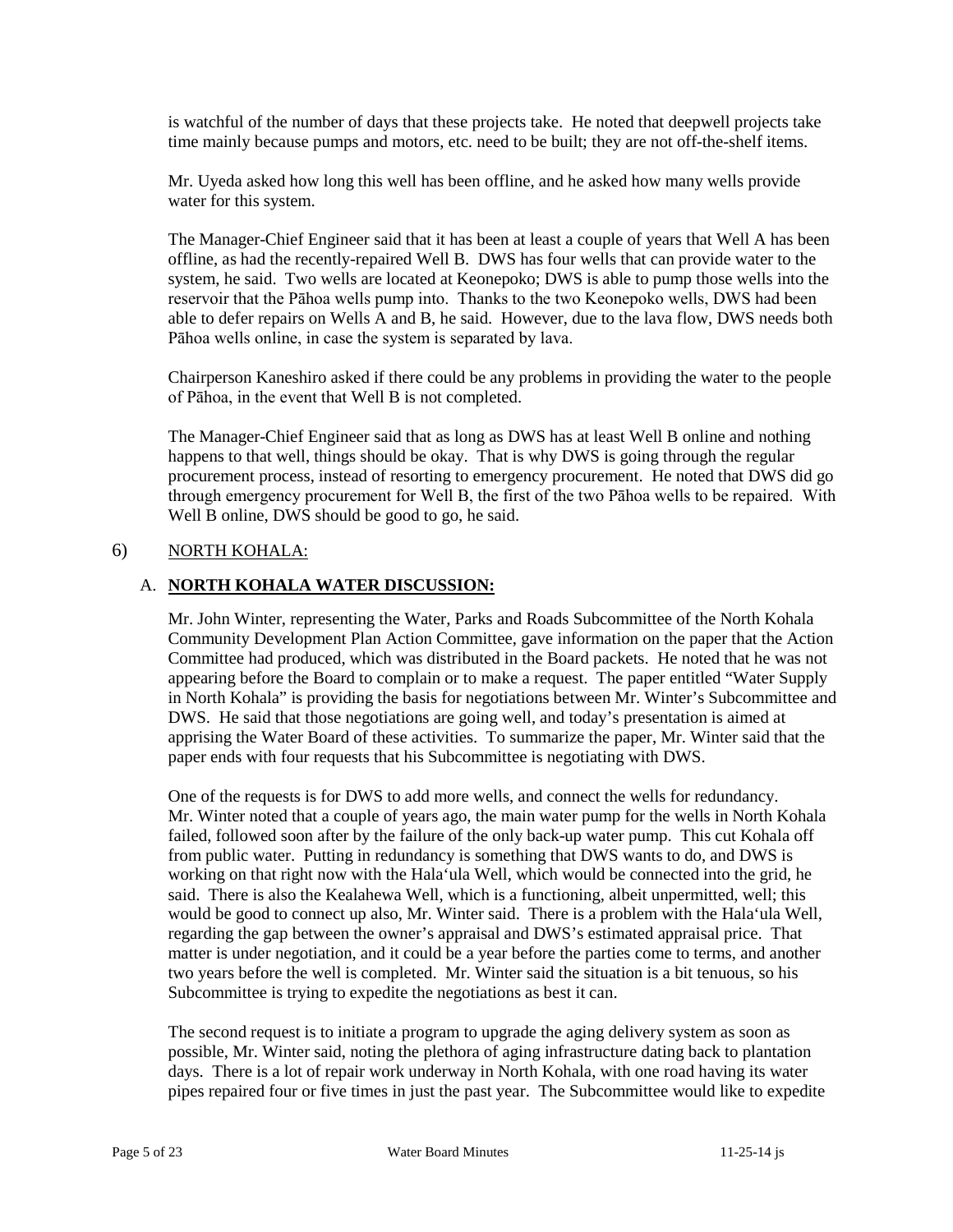is watchful of the number of days that these projects take. He noted that deepwell projects take time mainly because pumps and motors, etc. need to be built; they are not off-the-shelf items.

Mr. Uyeda asked how long this well has been offline, and he asked how many wells provide water for this system.

The Manager-Chief Engineer said that it has been at least a couple of years that Well A has been offline, as had the recently-repaired Well B. DWS has four wells that can provide water to the system, he said. Two wells are located at Keonepoko; DWS is able to pump those wells into the reservoir that the Pāhoa wells pump into. Thanks to the two Keonepoko wells, DWS had been able to defer repairs on Wells A and B, he said. However, due to the lava flow, DWS needs both Pāhoa wells online, in case the system is separated by lava.

Chairperson Kaneshiro asked if there could be any problems in providing the water to the people of Pāhoa, in the event that Well B is not completed.

The Manager-Chief Engineer said that as long as DWS has at least Well B online and nothing happens to that well, things should be okay. That is why DWS is going through the regular procurement process, instead of resorting to emergency procurement. He noted that DWS did go through emergency procurement for Well B, the first of the two Pāhoa wells to be repaired. With Well B online, DWS should be good to go, he said.

6) NORTH KOHALA:

A. **NORTH KOHALA WATER DISCUSSION:**

Mr. John Winter, representing the Water, Parks and Roads Subcommittee of the North Kohala Community Development Plan Action Committee, gave information on the paper that the Action Committee had produced, which was distributed in the Board packets. He noted that he was not appearing before the Board to complain or to make a request. The paper entitled "Water Supply in North Kohala" is providing the basis for negotiations between Mr. Winter's Subcommittee and DWS. He said that those negotiations are going well, and today's presentation is aimed at apprising the Water Board of these activities. To summarize the paper, Mr. Winter said that the paper ends with four requests that his Subcommittee is negotiating with DWS.

One of the requests is for DWS to add more wells, and connect the wells for redundancy. Mr. Winter noted that a couple of years ago, the main water pump for the wells in North Kohala failed, followed soon after by the failure of the only back-up water pump. This cut Kohala off from public water. Putting in redundancy is something that DWS wants to do, and DWS is working on that right now with the Hala'ula Well, which would be connected into the grid, he said. There is also the Kealahewa Well, which is a functioning, albeit unpermitted, well; this would be good to connect up also, Mr. Winter said. There is a problem with the Hala'ula Well, regarding the gap between the owner's appraisal and DWS's estimated appraisal price. That matter is under negotiation, and it could be a year before the parties come to terms, and another two years before the well is completed. Mr. Winter said the situation is a bit tenuous, so his Subcommittee is trying to expedite the negotiations as best it can.

The second request is to initiate a program to upgrade the aging delivery system as soon as possible, Mr. Winter said, noting the plethora of aging infrastructure dating back to plantation days. There is a lot of repair work underway in North Kohala, with one road having its water pipes repaired four or five times in just the past year. The Subcommittee would like to expedite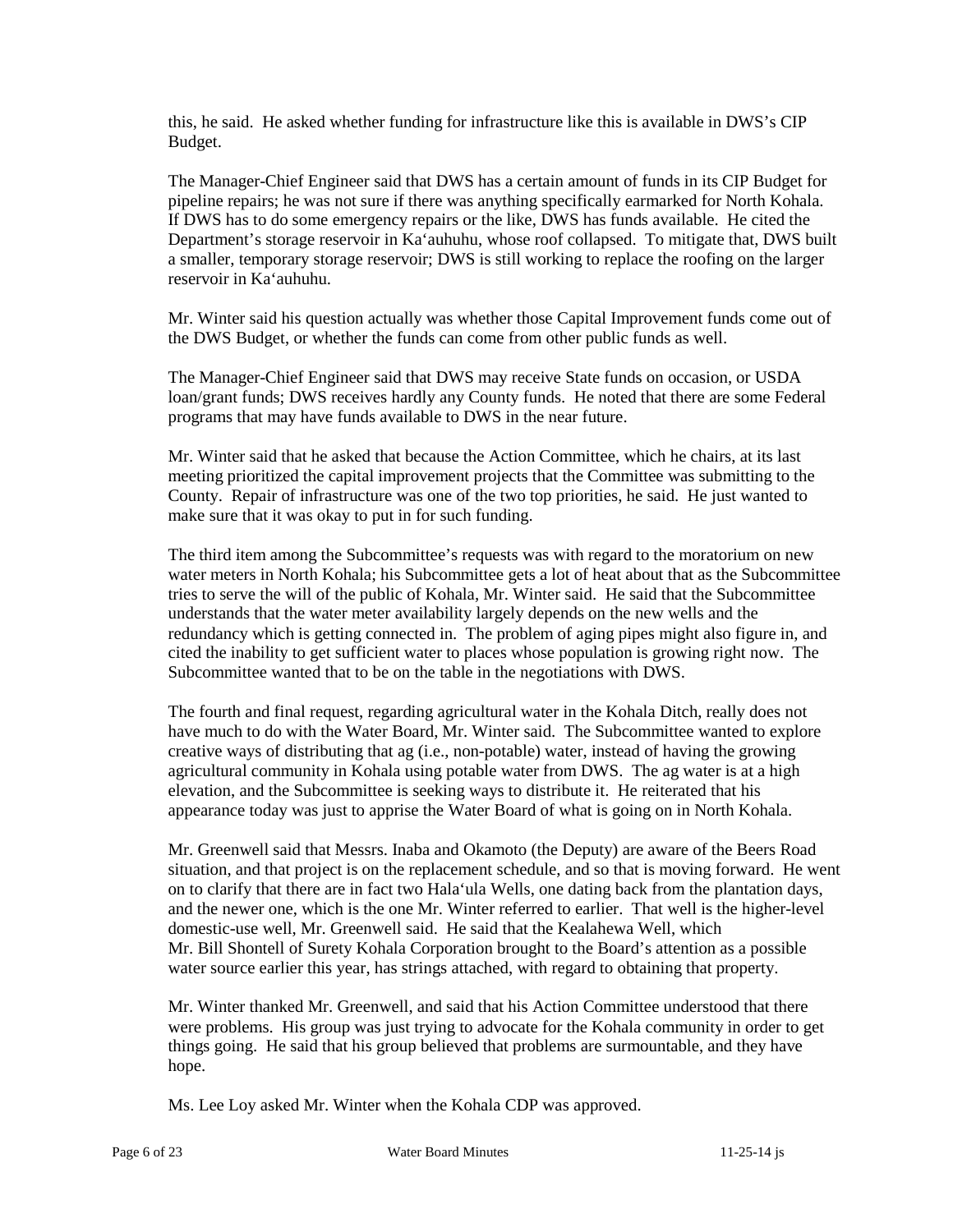this, he said. He asked whether funding for infrastructure like this is available in DWS's CIP Budget.

The Manager-Chief Engineer said that DWS has a certain amount of funds in its CIP Budget for pipeline repairs; he was not sure if there was anything specifically earmarked for North Kohala. If DWS has to do some emergency repairs or the like, DWS has funds available. He cited the Department's storage reservoir in Ka'auhuhu, whose roof collapsed. To mitigate that, DWS built a smaller, temporary storage reservoir; DWS is still working to replace the roofing on the larger reservoir in Ka'auhuhu.

Mr. Winter said his question actually was whether those Capital Improvement funds come out of the DWS Budget, or whether the funds can come from other public funds as well.

The Manager-Chief Engineer said that DWS may receive State funds on occasion, or USDA loan/grant funds; DWS receives hardly any County funds. He noted that there are some Federal programs that may have funds available to DWS in the near future.

Mr. Winter said that he asked that because the Action Committee, which he chairs, at its last meeting prioritized the capital improvement projects that the Committee was submitting to the County. Repair of infrastructure was one of the two top priorities, he said. He just wanted to make sure that it was okay to put in for such funding.

The third item among the Subcommittee's requests was with regard to the moratorium on new water meters in North Kohala; his Subcommittee gets a lot of heat about that as the Subcommittee tries to serve the will of the public of Kohala, Mr. Winter said. He said that the Subcommittee understands that the water meter availability largely depends on the new wells and the redundancy which is getting connected in. The problem of aging pipes might also figure in, and cited the inability to get sufficient water to places whose population is growing right now. The Subcommittee wanted that to be on the table in the negotiations with DWS.

The fourth and final request, regarding agricultural water in the Kohala Ditch, really does not have much to do with the Water Board, Mr. Winter said. The Subcommittee wanted to explore creative ways of distributing that ag (i.e., non-potable) water, instead of having the growing agricultural community in Kohala using potable water from DWS. The ag water is at a high elevation, and the Subcommittee is seeking ways to distribute it. He reiterated that his appearance today was just to apprise the Water Board of what is going on in North Kohala.

Mr. Greenwell said that Messrs. Inaba and Okamoto (the Deputy) are aware of the Beers Road situation, and that project is on the replacement schedule, and so that is moving forward. He went on to clarify that there are in fact two Hala'ula Wells, one dating back from the plantation days, and the newer one, which is the one Mr. Winter referred to earlier. That well is the higher-level domestic-use well, Mr. Greenwell said. He said that the Kealahewa Well, which Mr. Bill Shontell of Surety Kohala Corporation brought to the Board's attention as a possible water source earlier this year, has strings attached, with regard to obtaining that property.

Mr. Winter thanked Mr. Greenwell, and said that his Action Committee understood that there were problems. His group was just trying to advocate for the Kohala community in order to get things going. He said that his group believed that problems are surmountable, and they have hope.

Ms. Lee Loy asked Mr. Winter when the Kohala CDP was approved.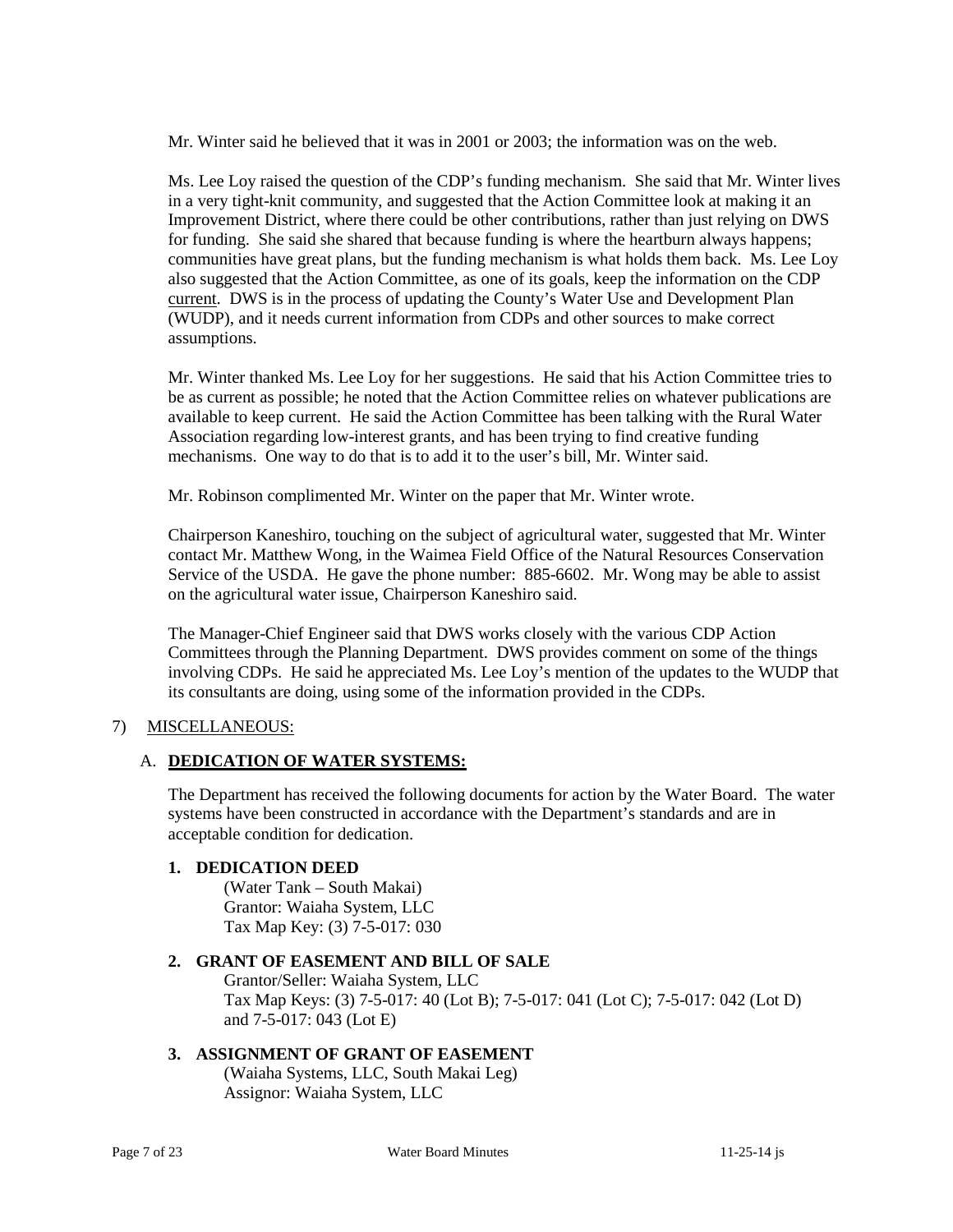Mr. Winter said he believed that it was in 2001 or 2003; the information was on the web.

Ms. Lee Loy raised the question of the CDP's funding mechanism. She said that Mr. Winter lives in a very tight-knit community, and suggested that the Action Committee look at making it an Improvement District, where there could be other contributions, rather than just relying on DWS for funding. She said she shared that because funding is where the heartburn always happens; communities have great plans, but the funding mechanism is what holds them back. Ms. Lee Loy also suggested that the Action Committee, as one of its goals, keep the information on the CDP <u>current</u>. DWS is in the process of updating the County's Water Use and Development Plan (WUDP), and it needs current information from CDPs and other sources to make correct assumptions.

Mr. Winter thanked Ms. Lee Loy for her suggestions. He said that his Action Committee tries to be as current as possible; he noted that the Action Committee relies on whatever publications are available to keep current. He said the Action Committee has been talking with the Rural Water Association regarding low-interest grants, and has been trying to find creative funding mechanisms. One way to do that is to add it to the user's bill, Mr. Winter said.

Mr. Robinson complimented Mr. Winter on the paper that Mr. Winter wrote.

Chairperson Kaneshiro, touching on the subject of agricultural water, suggested that Mr. Winter contact Mr. Matthew Wong, in the Waimea Field Office of the Natural Resources Conservation Service of the USDA. He gave the phone number: 885-6602. Mr. Wong may be able to assist on the agricultural water issue, Chairperson Kaneshiro said.

The Manager-Chief Engineer said that DWS works closely with the various CDP Action Committees through the Planning Department. DWS provides comment on some of the things involving CDPs. He said he appreciated Ms. Lee Loy's mention of the updates to the WUDP that its consultants are doing, using some of the information provided in the CDPs.

7) <u>MISCELLANEOUS:</u>

A. **<u>DEDICATION OF WATER SYSTEMS:</u>**

The Department has received the following documents for action by the Water Board. The water systems have been constructed in accordance with the Department's standards and are in acceptable condition for dedication.

**1. DEDICATION DEED**
(Water Tank – South Makai)
Grantor: Waiaha System, LLC
Tax Map Key: (3) 7-5-017: 030

**2. GRANT OF EASEMENT AND BILL OF SALE**
Grantor/Seller: Waiaha System, LLC
Tax Map Keys: (3) 7-5-017: 40 (Lot B); 7-5-017: 041 (Lot C); 7-5-017: 042 (Lot D) and 7-5-017: 043 (Lot E)

**3. ASSIGNMENT OF GRANT OF EASEMENT**
(Waiaha Systems, LLC, South Makai Leg)
Assignor: Waiaha System, LLC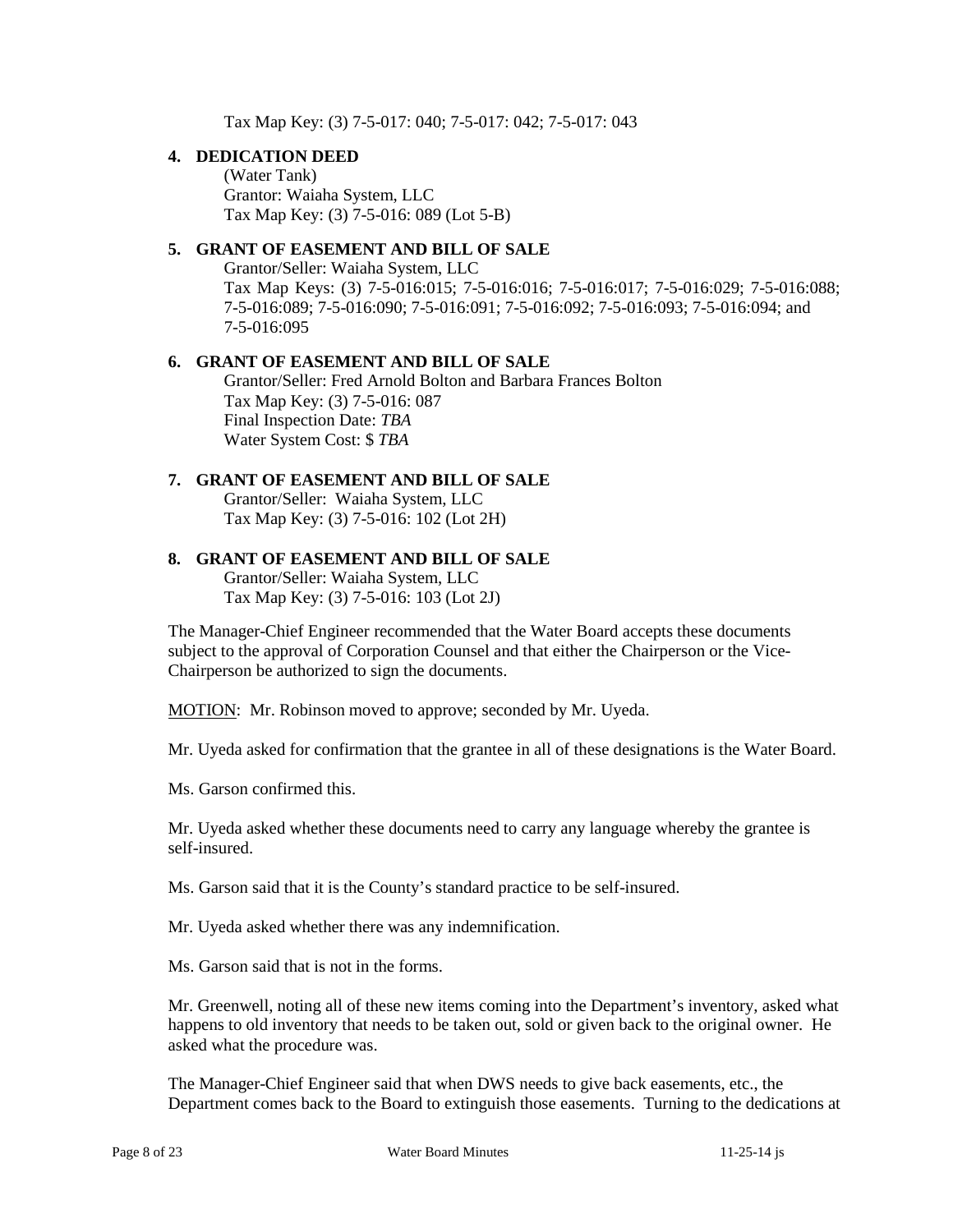Tax Map Key: (3) 7-5-017: 040; 7-5-017: 042; 7-5-017: 043

**4. DEDICATION DEED**

(Water Tank)
Grantor: Waiaha System, LLC
Tax Map Key: (3) 7-5-016: 089 (Lot 5-B)

**5. GRANT OF EASEMENT AND BILL OF SALE**

Grantor/Seller: Waiaha System, LLC
Tax Map Keys: (3) 7-5-016:015; 7-5-016:016; 7-5-016:017; 7-5-016:029; 7-5-016:088; 7-5-016:089; 7-5-016:090; 7-5-016:091; 7-5-016:092; 7-5-016:093; 7-5-016:094; and 7-5-016:095

**6. GRANT OF EASEMENT AND BILL OF SALE**

Grantor/Seller: Fred Arnold Bolton and Barbara Frances Bolton
Tax Map Key: (3) 7-5-016: 087
Final Inspection Date: *TBA*
Water System Cost: $ *TBA*

**7. GRANT OF EASEMENT AND BILL OF SALE**

Grantor/Seller: Waiaha System, LLC
Tax Map Key: (3) 7-5-016: 102 (Lot 2H)

**8. GRANT OF EASEMENT AND BILL OF SALE**

Grantor/Seller: Waiaha System, LLC
Tax Map Key: (3) 7-5-016: 103 (Lot 2J)

The Manager-Chief Engineer recommended that the Water Board accepts these documents subject to the approval of Corporation Counsel and that either the Chairperson or the Vice-Chairperson be authorized to sign the documents.

MOTION: Mr. Robinson moved to approve; seconded by Mr. Uyeda.

Mr. Uyeda asked for confirmation that the grantee in all of these designations is the Water Board.

Ms. Garson confirmed this.

Mr. Uyeda asked whether these documents need to carry any language whereby the grantee is self-insured.

Ms. Garson said that it is the County's standard practice to be self-insured.

Mr. Uyeda asked whether there was any indemnification.

Ms. Garson said that is not in the forms.

Mr. Greenwell, noting all of these new items coming into the Department's inventory, asked what happens to old inventory that needs to be taken out, sold or given back to the original owner. He asked what the procedure was.

The Manager-Chief Engineer said that when DWS needs to give back easements, etc., the Department comes back to the Board to extinguish those easements. Turning to the dedications at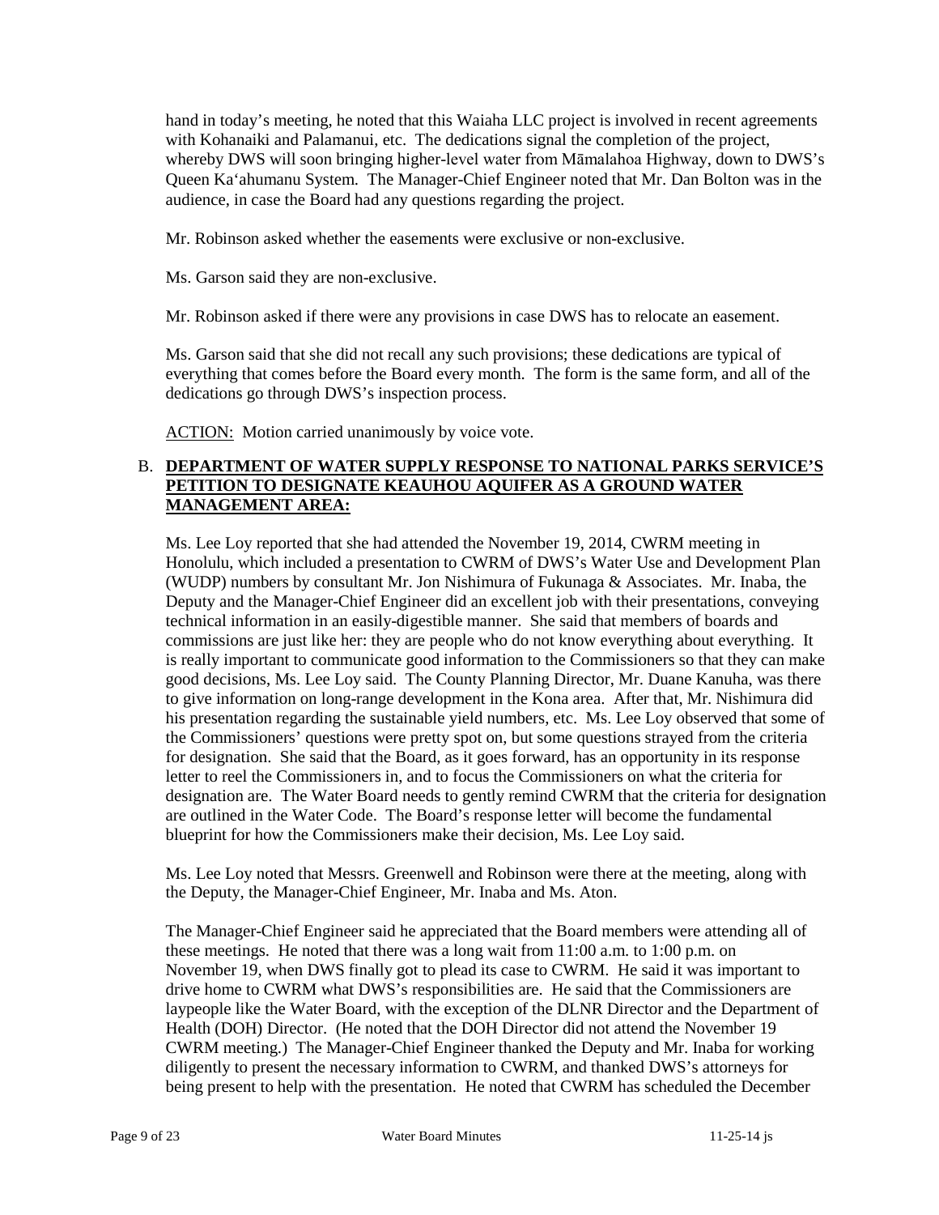hand in today's meeting, he noted that this Waiaha LLC project is involved in recent agreements with Kohanaiki and Palamanui, etc. The dedications signal the completion of the project, whereby DWS will soon bringing higher-level water from Māmalahoa Highway, down to DWS's Queen Ka'ahumanu System. The Manager-Chief Engineer noted that Mr. Dan Bolton was in the audience, in case the Board had any questions regarding the project.

Mr. Robinson asked whether the easements were exclusive or non-exclusive.

Ms. Garson said they are non-exclusive.

Mr. Robinson asked if there were any provisions in case DWS has to relocate an easement.

Ms. Garson said that she did not recall any such provisions; these dedications are typical of everything that comes before the Board every month. The form is the same form, and all of the dedications go through DWS's inspection process.

ACTION: Motion carried unanimously by voice vote.

B. **DEPARTMENT OF WATER SUPPLY RESPONSE TO NATIONAL PARKS SERVICE'S PETITION TO DESIGNATE KEAUHOU AQUIFER AS A GROUND WATER MANAGEMENT AREA:**

Ms. Lee Loy reported that she had attended the November 19, 2014, CWRM meeting in Honolulu, which included a presentation to CWRM of DWS's Water Use and Development Plan (WUDP) numbers by consultant Mr. Jon Nishimura of Fukunaga & Associates. Mr. Inaba, the Deputy and the Manager-Chief Engineer did an excellent job with their presentations, conveying technical information in an easily-digestible manner. She said that members of boards and commissions are just like her: they are people who do not know everything about everything. It is really important to communicate good information to the Commissioners so that they can make good decisions, Ms. Lee Loy said. The County Planning Director, Mr. Duane Kanuha, was there to give information on long-range development in the Kona area. After that, Mr. Nishimura did his presentation regarding the sustainable yield numbers, etc. Ms. Lee Loy observed that some of the Commissioners' questions were pretty spot on, but some questions strayed from the criteria for designation. She said that the Board, as it goes forward, has an opportunity in its response letter to reel the Commissioners in, and to focus the Commissioners on what the criteria for designation are. The Water Board needs to gently remind CWRM that the criteria for designation are outlined in the Water Code. The Board's response letter will become the fundamental blueprint for how the Commissioners make their decision, Ms. Lee Loy said.

Ms. Lee Loy noted that Messrs. Greenwell and Robinson were there at the meeting, along with the Deputy, the Manager-Chief Engineer, Mr. Inaba and Ms. Aton.

The Manager-Chief Engineer said he appreciated that the Board members were attending all of these meetings. He noted that there was a long wait from 11:00 a.m. to 1:00 p.m. on November 19, when DWS finally got to plead its case to CWRM. He said it was important to drive home to CWRM what DWS's responsibilities are. He said that the Commissioners are laypeople like the Water Board, with the exception of the DLNR Director and the Department of Health (DOH) Director. (He noted that the DOH Director did not attend the November 19 CWRM meeting.) The Manager-Chief Engineer thanked the Deputy and Mr. Inaba for working diligently to present the necessary information to CWRM, and thanked DWS's attorneys for being present to help with the presentation. He noted that CWRM has scheduled the December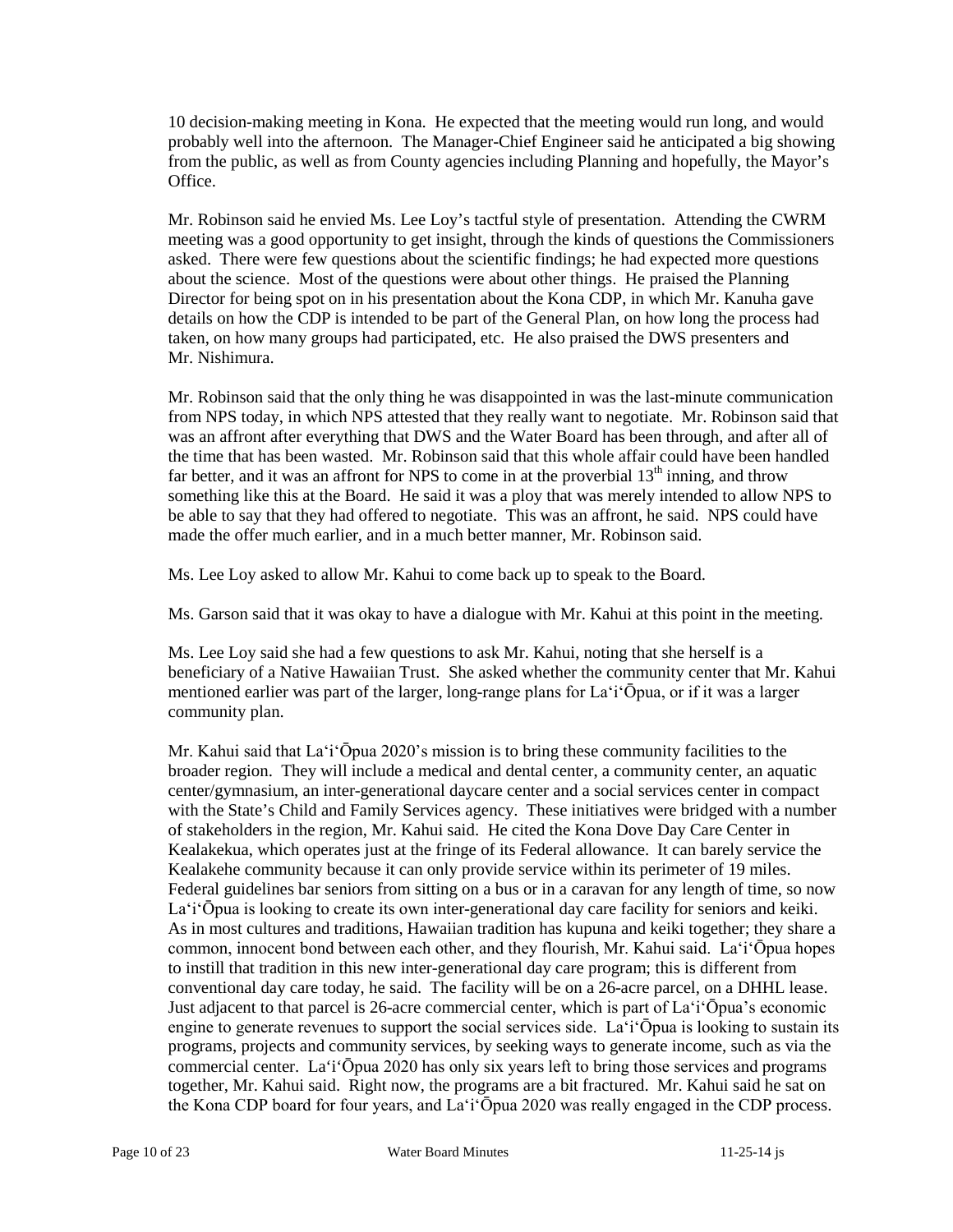10 decision-making meeting in Kona. He expected that the meeting would run long, and would probably well into the afternoon. The Manager-Chief Engineer said he anticipated a big showing from the public, as well as from County agencies including Planning and hopefully, the Mayor's Office.

Mr. Robinson said he envied Ms. Lee Loy's tactful style of presentation. Attending the CWRM meeting was a good opportunity to get insight, through the kinds of questions the Commissioners asked. There were few questions about the scientific findings; he had expected more questions about the science. Most of the questions were about other things. He praised the Planning Director for being spot on in his presentation about the Kona CDP, in which Mr. Kanuha gave details on how the CDP is intended to be part of the General Plan, on how long the process had taken, on how many groups had participated, etc. He also praised the DWS presenters and Mr. Nishimura.

Mr. Robinson said that the only thing he was disappointed in was the last-minute communication from NPS today, in which NPS attested that they really want to negotiate. Mr. Robinson said that was an affront after everything that DWS and the Water Board has been through, and after all of the time that has been wasted. Mr. Robinson said that this whole affair could have been handled far better, and it was an affront for NPS to come in at the proverbial 13th inning, and throw something like this at the Board. He said it was a ploy that was merely intended to allow NPS to be able to say that they had offered to negotiate. This was an affront, he said. NPS could have made the offer much earlier, and in a much better manner, Mr. Robinson said.

Ms. Lee Loy asked to allow Mr. Kahui to come back up to speak to the Board.

Ms. Garson said that it was okay to have a dialogue with Mr. Kahui at this point in the meeting.

Ms. Lee Loy said she had a few questions to ask Mr. Kahui, noting that she herself is a beneficiary of a Native Hawaiian Trust. She asked whether the community center that Mr. Kahui mentioned earlier was part of the larger, long-range plans for La'i'Ōpua, or if it was a larger community plan.

Mr. Kahui said that La'i'Ōpua 2020's mission is to bring these community facilities to the broader region. They will include a medical and dental center, a community center, an aquatic center/gymnasium, an inter-generational daycare center and a social services center in compact with the State's Child and Family Services agency. These initiatives were bridged with a number of stakeholders in the region, Mr. Kahui said. He cited the Kona Dove Day Care Center in Kealakekua, which operates just at the fringe of its Federal allowance. It can barely service the Kealakehe community because it can only provide service within its perimeter of 19 miles. Federal guidelines bar seniors from sitting on a bus or in a caravan for any length of time, so now La'i'Ōpua is looking to create its own inter-generational day care facility for seniors and keiki. As in most cultures and traditions, Hawaiian tradition has kupuna and keiki together; they share a common, innocent bond between each other, and they flourish, Mr. Kahui said. La'i'Ōpua hopes to instill that tradition in this new inter-generational day care program; this is different from conventional day care today, he said. The facility will be on a 26-acre parcel, on a DHHL lease. Just adjacent to that parcel is 26-acre commercial center, which is part of La'i'Ōpua's economic engine to generate revenues to support the social services side. La'i'Ōpua is looking to sustain its programs, projects and community services, by seeking ways to generate income, such as via the commercial center. La'i'Ōpua 2020 has only six years left to bring those services and programs together, Mr. Kahui said. Right now, the programs are a bit fractured. Mr. Kahui said he sat on the Kona CDP board for four years, and La'i'Ōpua 2020 was really engaged in the CDP process.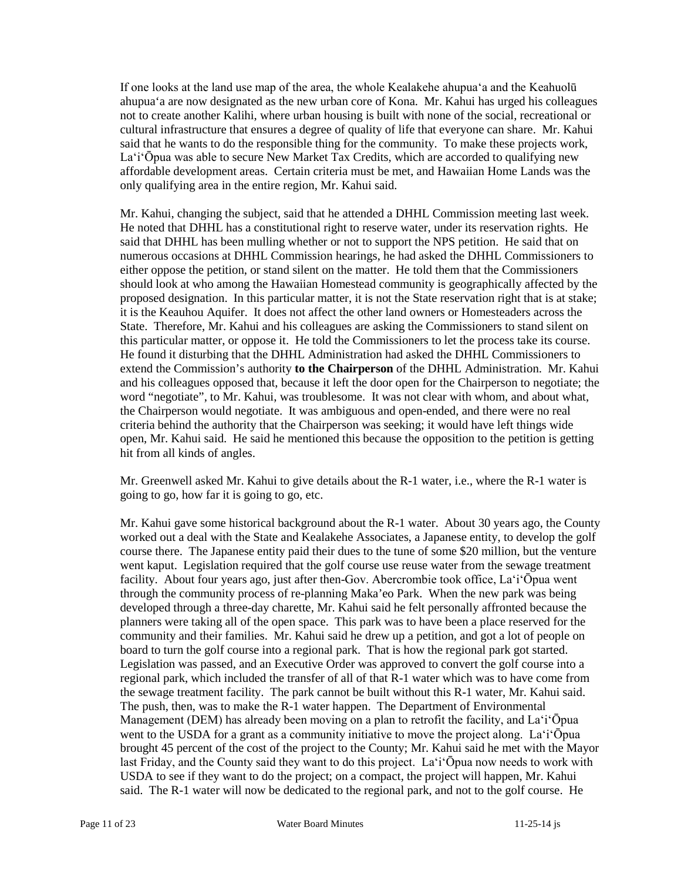If one looks at the land use map of the area, the whole Kealakehe ahupuaʻa and the Keahuolū ahupuaʻa are now designated as the new urban core of Kona. Mr. Kahui has urged his colleagues not to create another Kalihi, where urban housing is built with none of the social, recreational or cultural infrastructure that ensures a degree of quality of life that everyone can share. Mr. Kahui said that he wants to do the responsible thing for the community. To make these projects work, Laʻiʻōpua was able to secure New Market Tax Credits, which are accorded to qualifying new affordable development areas. Certain criteria must be met, and Hawaiian Home Lands was the only qualifying area in the entire region, Mr. Kahui said.

Mr. Kahui, changing the subject, said that he attended a DHHL Commission meeting last week. He noted that DHHL has a constitutional right to reserve water, under its reservation rights. He said that DHHL has been mulling whether or not to support the NPS petition. He said that on numerous occasions at DHHL Commission hearings, he had asked the DHHL Commissioners to either oppose the petition, or stand silent on the matter. He told them that the Commissioners should look at who among the Hawaiian Homestead community is geographically affected by the proposed designation. In this particular matter, it is not the State reservation right that is at stake; it is the Keauhou Aquifer. It does not affect the other land owners or Homesteaders across the State. Therefore, Mr. Kahui and his colleagues are asking the Commissioners to stand silent on this particular matter, or oppose it. He told the Commissioners to let the process take its course. He found it disturbing that the DHHL Administration had asked the DHHL Commissioners to extend the Commission's authority **to the Chairperson** of the DHHL Administration. Mr. Kahui and his colleagues opposed that, because it left the door open for the Chairperson to negotiate; the word "negotiate", to Mr. Kahui, was troublesome. It was not clear with whom, and about what, the Chairperson would negotiate. It was ambiguous and open-ended, and there were no real criteria behind the authority that the Chairperson was seeking; it would have left things wide open, Mr. Kahui said. He said he mentioned this because the opposition to the petition is getting hit from all kinds of angles.

Mr. Greenwell asked Mr. Kahui to give details about the R-1 water, i.e., where the R-1 water is going to go, how far it is going to go, etc.

Mr. Kahui gave some historical background about the R-1 water. About 30 years ago, the County worked out a deal with the State and Kealakehe Associates, a Japanese entity, to develop the golf course there. The Japanese entity paid their dues to the tune of some $20 million, but the venture went kaput. Legislation required that the golf course use reuse water from the sewage treatment facility. About four years ago, just after then-Gov. Abercrombie took office, Laʻiʻōpua went through the community process of re-planning Maka'eo Park. When the new park was being developed through a three-day charette, Mr. Kahui said he felt personally affronted because the planners were taking all of the open space. This park was to have been a place reserved for the community and their families. Mr. Kahui said he drew up a petition, and got a lot of people on board to turn the golf course into a regional park. That is how the regional park got started. Legislation was passed, and an Executive Order was approved to convert the golf course into a regional park, which included the transfer of all of that R-1 water which was to have come from the sewage treatment facility. The park cannot be built without this R-1 water, Mr. Kahui said. The push, then, was to make the R-1 water happen. The Department of Environmental Management (DEM) has already been moving on a plan to retrofit the facility, and Laʻiʻōpua went to the USDA for a grant as a community initiative to move the project along. Laʻiʻōpua brought 45 percent of the cost of the project to the County; Mr. Kahui said he met with the Mayor last Friday, and the County said they want to do this project. Laʻiʻōpua now needs to work with USDA to see if they want to do the project; on a compact, the project will happen, Mr. Kahui said. The R-1 water will now be dedicated to the regional park, and not to the golf course. He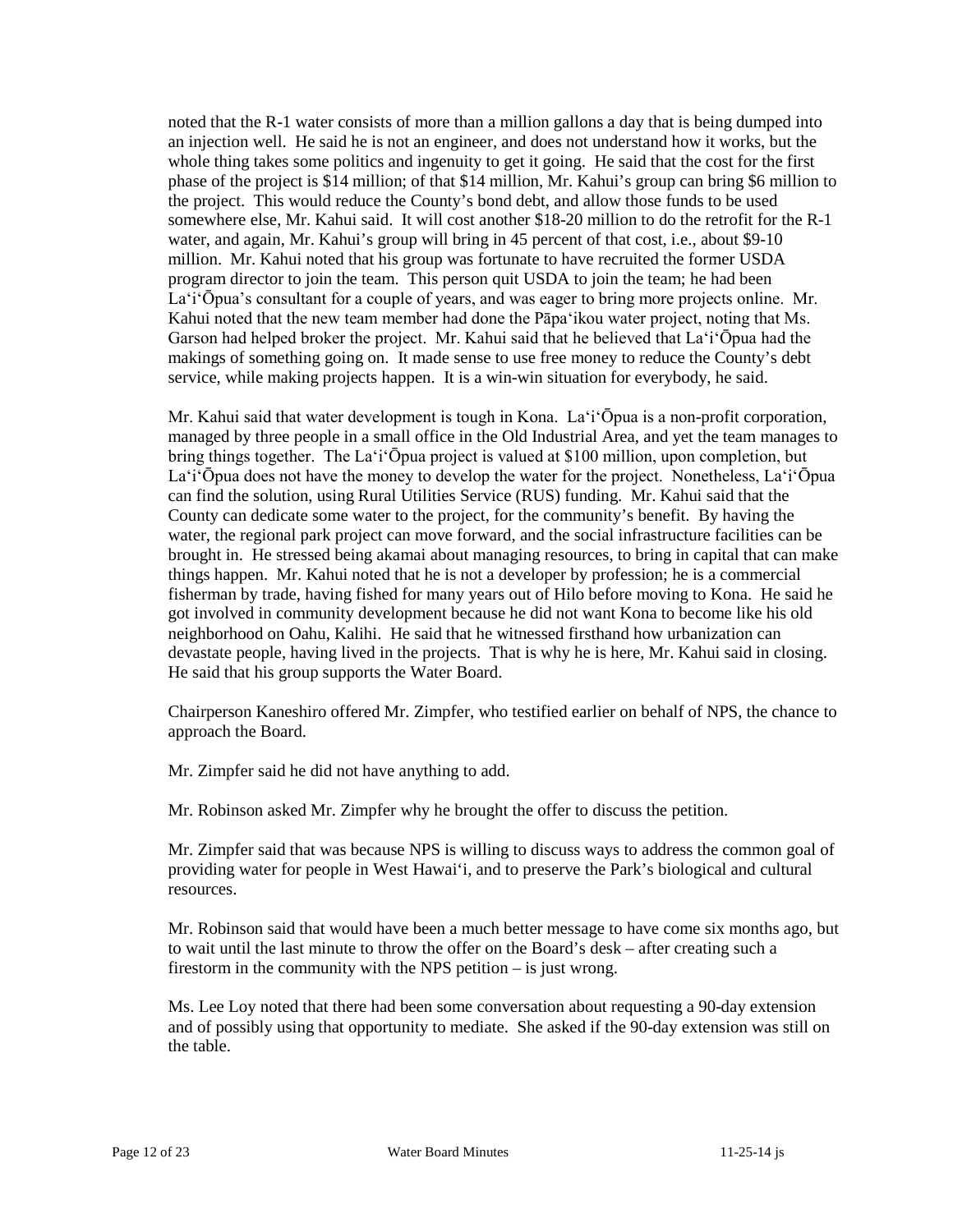noted that the R-1 water consists of more than a million gallons a day that is being dumped into an injection well. He said he is not an engineer, and does not understand how it works, but the whole thing takes some politics and ingenuity to get it going. He said that the cost for the first phase of the project is $14 million; of that $14 million, Mr. Kahui's group can bring $6 million to the project. This would reduce the County's bond debt, and allow those funds to be used somewhere else, Mr. Kahui said. It will cost another $18-20 million to do the retrofit for the R-1 water, and again, Mr. Kahui's group will bring in 45 percent of that cost, i.e., about $9-10 million. Mr. Kahui noted that his group was fortunate to have recruited the former USDA program director to join the team. This person quit USDA to join the team; he had been La'i'Ōpua's consultant for a couple of years, and was eager to bring more projects online. Mr. Kahui noted that the new team member had done the Pāpa'ikou water project, noting that Ms. Garson had helped broker the project. Mr. Kahui said that he believed that La'i'Ōpua had the makings of something going on. It made sense to use free money to reduce the County's debt service, while making projects happen. It is a win-win situation for everybody, he said.

Mr. Kahui said that water development is tough in Kona. La'i'Ōpua is a non-profit corporation, managed by three people in a small office in the Old Industrial Area, and yet the team manages to bring things together. The La'i'Ōpua project is valued at $100 million, upon completion, but La'i'Ōpua does not have the money to develop the water for the project. Nonetheless, La'i'Ōpua can find the solution, using Rural Utilities Service (RUS) funding. Mr. Kahui said that the County can dedicate some water to the project, for the community's benefit. By having the water, the regional park project can move forward, and the social infrastructure facilities can be brought in. He stressed being akamai about managing resources, to bring in capital that can make things happen. Mr. Kahui noted that he is not a developer by profession; he is a commercial fisherman by trade, having fished for many years out of Hilo before moving to Kona. He said he got involved in community development because he did not want Kona to become like his old neighborhood on Oahu, Kalihi. He said that he witnessed firsthand how urbanization can devastate people, having lived in the projects. That is why he is here, Mr. Kahui said in closing. He said that his group supports the Water Board.

Chairperson Kaneshiro offered Mr. Zimpfer, who testified earlier on behalf of NPS, the chance to approach the Board.

Mr. Zimpfer said he did not have anything to add.

Mr. Robinson asked Mr. Zimpfer why he brought the offer to discuss the petition.

Mr. Zimpfer said that was because NPS is willing to discuss ways to address the common goal of providing water for people in West Hawai'i, and to preserve the Park's biological and cultural resources.

Mr. Robinson said that would have been a much better message to have come six months ago, but to wait until the last minute to throw the offer on the Board's desk – after creating such a firestorm in the community with the NPS petition – is just wrong.

Ms. Lee Loy noted that there had been some conversation about requesting a 90-day extension and of possibly using that opportunity to mediate. She asked if the 90-day extension was still on the table.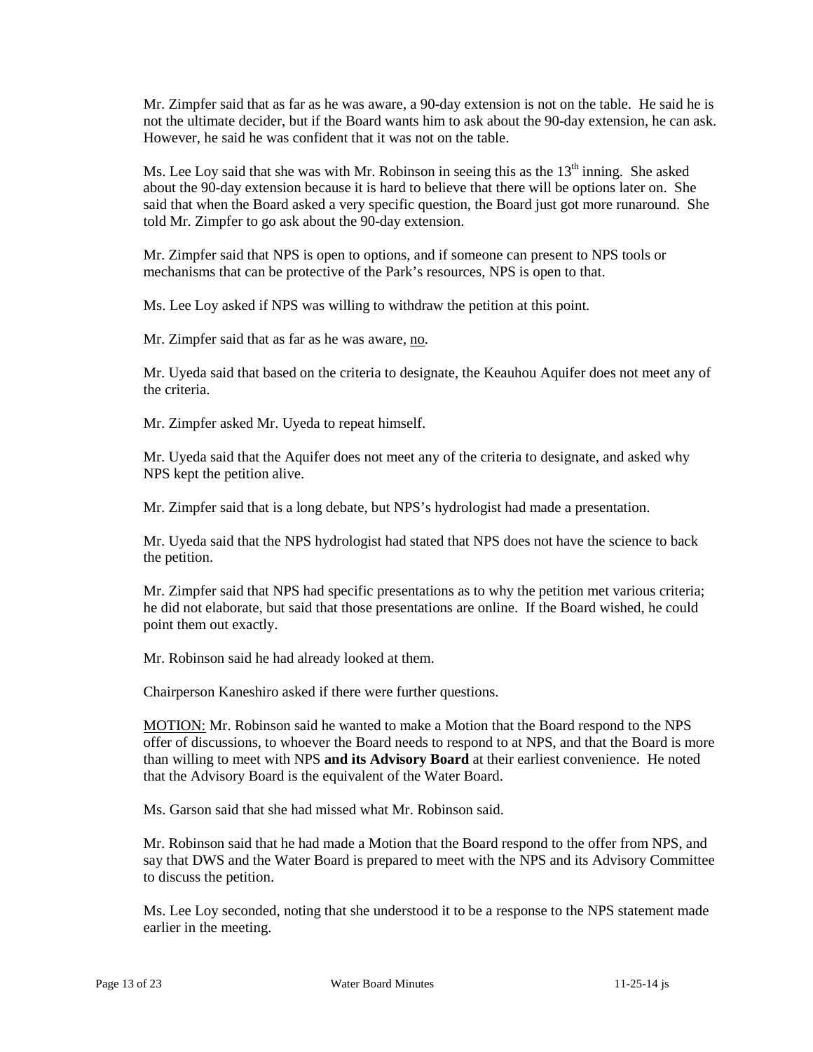Mr. Zimpfer said that as far as he was aware, a 90-day extension is not on the table. He said he is not the ultimate decider, but if the Board wants him to ask about the 90-day extension, he can ask. However, he said he was confident that it was not on the table.

Ms. Lee Loy said that she was with Mr. Robinson in seeing this as the 13th inning. She asked about the 90-day extension because it is hard to believe that there will be options later on. She said that when the Board asked a very specific question, the Board just got more runaround. She told Mr. Zimpfer to go ask about the 90-day extension.

Mr. Zimpfer said that NPS is open to options, and if someone can present to NPS tools or mechanisms that can be protective of the Park's resources, NPS is open to that.

Ms. Lee Loy asked if NPS was willing to withdraw the petition at this point.

Mr. Zimpfer said that as far as he was aware, <u>no</u>.

Mr. Uyeda said that based on the criteria to designate, the Keauhou Aquifer does not meet any of the criteria.

Mr. Zimpfer asked Mr. Uyeda to repeat himself.

Mr. Uyeda said that the Aquifer does not meet any of the criteria to designate, and asked why NPS kept the petition alive.

Mr. Zimpfer said that is a long debate, but NPS's hydrologist had made a presentation.

Mr. Uyeda said that the NPS hydrologist had stated that NPS does not have the science to back the petition.

Mr. Zimpfer said that NPS had specific presentations as to why the petition met various criteria; he did not elaborate, but said that those presentations are online. If the Board wished, he could point them out exactly.

Mr. Robinson said he had already looked at them.

Chairperson Kaneshiro asked if there were further questions.

<u>MOTION:</u> Mr. Robinson said he wanted to make a Motion that the Board respond to the NPS offer of discussions, to whoever the Board needs to respond to at NPS, and that the Board is more than willing to meet with NPS **and its Advisory Board** at their earliest convenience. He noted that the Advisory Board is the equivalent of the Water Board.

Ms. Garson said that she had missed what Mr. Robinson said.

Mr. Robinson said that he had made a Motion that the Board respond to the offer from NPS, and say that DWS and the Water Board is prepared to meet with the NPS and its Advisory Committee to discuss the petition.

Ms. Lee Loy seconded, noting that she understood it to be a response to the NPS statement made earlier in the meeting.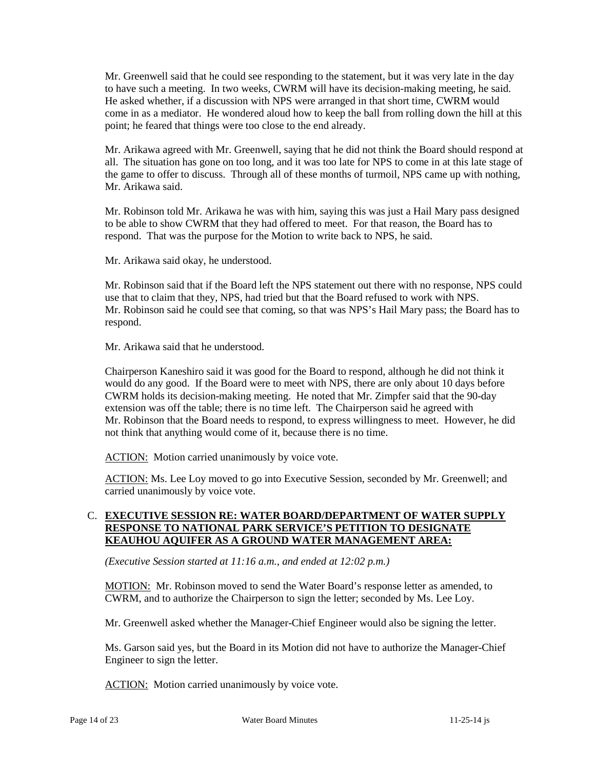Mr. Greenwell said that he could see responding to the statement, but it was very late in the day to have such a meeting. In two weeks, CWRM will have its decision-making meeting, he said. He asked whether, if a discussion with NPS were arranged in that short time, CWRM would come in as a mediator. He wondered aloud how to keep the ball from rolling down the hill at this point; he feared that things were too close to the end already.

Mr. Arikawa agreed with Mr. Greenwell, saying that he did not think the Board should respond at all. The situation has gone on too long, and it was too late for NPS to come in at this late stage of the game to offer to discuss. Through all of these months of turmoil, NPS came up with nothing, Mr. Arikawa said.

Mr. Robinson told Mr. Arikawa he was with him, saying this was just a Hail Mary pass designed to be able to show CWRM that they had offered to meet. For that reason, the Board has to respond. That was the purpose for the Motion to write back to NPS, he said.

Mr. Arikawa said okay, he understood.

Mr. Robinson said that if the Board left the NPS statement out there with no response, NPS could use that to claim that they, NPS, had tried but that the Board refused to work with NPS. Mr. Robinson said he could see that coming, so that was NPS's Hail Mary pass; the Board has to respond.

Mr. Arikawa said that he understood.

Chairperson Kaneshiro said it was good for the Board to respond, although he did not think it would do any good. If the Board were to meet with NPS, there are only about 10 days before CWRM holds its decision-making meeting. He noted that Mr. Zimpfer said that the 90-day extension was off the table; there is no time left. The Chairperson said he agreed with Mr. Robinson that the Board needs to respond, to express willingness to meet. However, he did not think that anything would come of it, because there is no time.

ACTION: Motion carried unanimously by voice vote.

ACTION: Ms. Lee Loy moved to go into Executive Session, seconded by Mr. Greenwell; and carried unanimously by voice vote.

C. **EXECUTIVE SESSION RE: WATER BOARD/DEPARTMENT OF WATER SUPPLY RESPONSE TO NATIONAL PARK SERVICE'S PETITION TO DESIGNATE KEAUHOU AQUIFER AS A GROUND WATER MANAGEMENT AREA:**

*(Executive Session started at 11:16 a.m., and ended at 12:02 p.m.)*

MOTION: Mr. Robinson moved to send the Water Board's response letter as amended, to CWRM, and to authorize the Chairperson to sign the letter; seconded by Ms. Lee Loy.

Mr. Greenwell asked whether the Manager-Chief Engineer would also be signing the letter.

Ms. Garson said yes, but the Board in its Motion did not have to authorize the Manager-Chief Engineer to sign the letter.

ACTION: Motion carried unanimously by voice vote.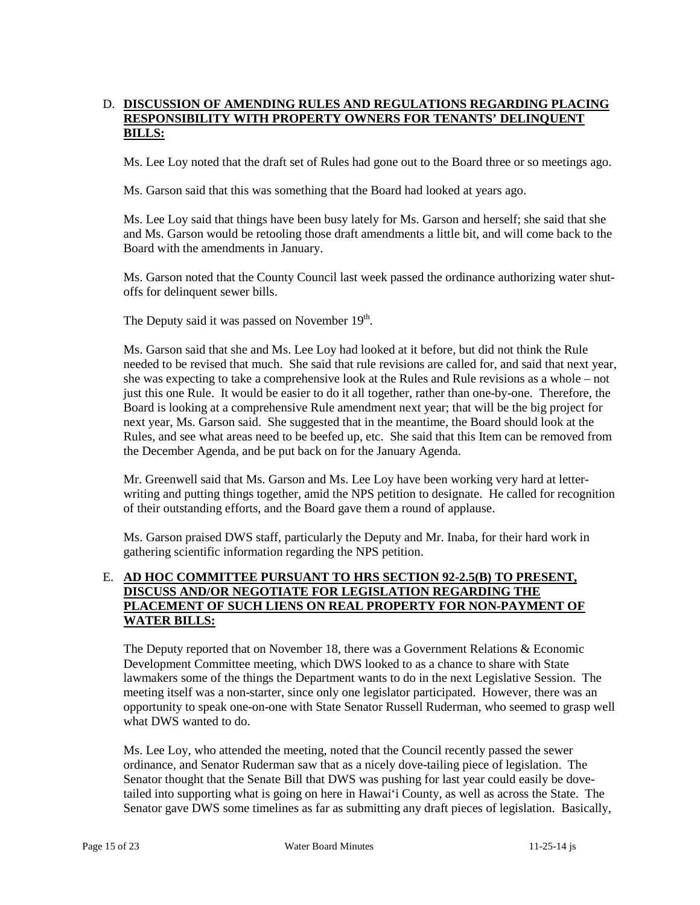D. **DISCUSSION OF AMENDING RULES AND REGULATIONS REGARDING PLACING RESPONSIBILITY WITH PROPERTY OWNERS FOR TENANTS' DELINQUENT BILLS:**

Ms. Lee Loy noted that the draft set of Rules had gone out to the Board three or so meetings ago.

Ms. Garson said that this was something that the Board had looked at years ago.

Ms. Lee Loy said that things have been busy lately for Ms. Garson and herself; she said that she and Ms. Garson would be retooling those draft amendments a little bit, and will come back to the Board with the amendments in January.

Ms. Garson noted that the County Council last week passed the ordinance authorizing water shut-offs for delinquent sewer bills.

The Deputy said it was passed on November 19th.

Ms. Garson said that she and Ms. Lee Loy had looked at it before, but did not think the Rule needed to be revised that much. She said that rule revisions are called for, and said that next year, she was expecting to take a comprehensive look at the Rules and Rule revisions as a whole – not just this one Rule. It would be easier to do it all together, rather than one-by-one. Therefore, the Board is looking at a comprehensive Rule amendment next year; that will be the big project for next year, Ms. Garson said. She suggested that in the meantime, the Board should look at the Rules, and see what areas need to be beefed up, etc. She said that this Item can be removed from the December Agenda, and be put back on for the January Agenda.

Mr. Greenwell said that Ms. Garson and Ms. Lee Loy have been working very hard at letter-writing and putting things together, amid the NPS petition to designate. He called for recognition of their outstanding efforts, and the Board gave them a round of applause.

Ms. Garson praised DWS staff, particularly the Deputy and Mr. Inaba, for their hard work in gathering scientific information regarding the NPS petition.

E. **AD HOC COMMITTEE PURSUANT TO HRS SECTION 92-2.5(B) TO PRESENT, DISCUSS AND/OR NEGOTIATE FOR LEGISLATION REGARDING THE PLACEMENT OF SUCH LIENS ON REAL PROPERTY FOR NON-PAYMENT OF WATER BILLS:**

The Deputy reported that on November 18, there was a Government Relations & Economic Development Committee meeting, which DWS looked to as a chance to share with State lawmakers some of the things the Department wants to do in the next Legislative Session. The meeting itself was a non-starter, since only one legislator participated. However, there was an opportunity to speak one-on-one with State Senator Russell Ruderman, who seemed to grasp well what DWS wanted to do.

Ms. Lee Loy, who attended the meeting, noted that the Council recently passed the sewer ordinance, and Senator Ruderman saw that as a nicely dove-tailing piece of legislation. The Senator thought that the Senate Bill that DWS was pushing for last year could easily be dove-tailed into supporting what is going on here in Hawai'i County, as well as across the State. The Senator gave DWS some timelines as far as submitting any draft pieces of legislation. Basically,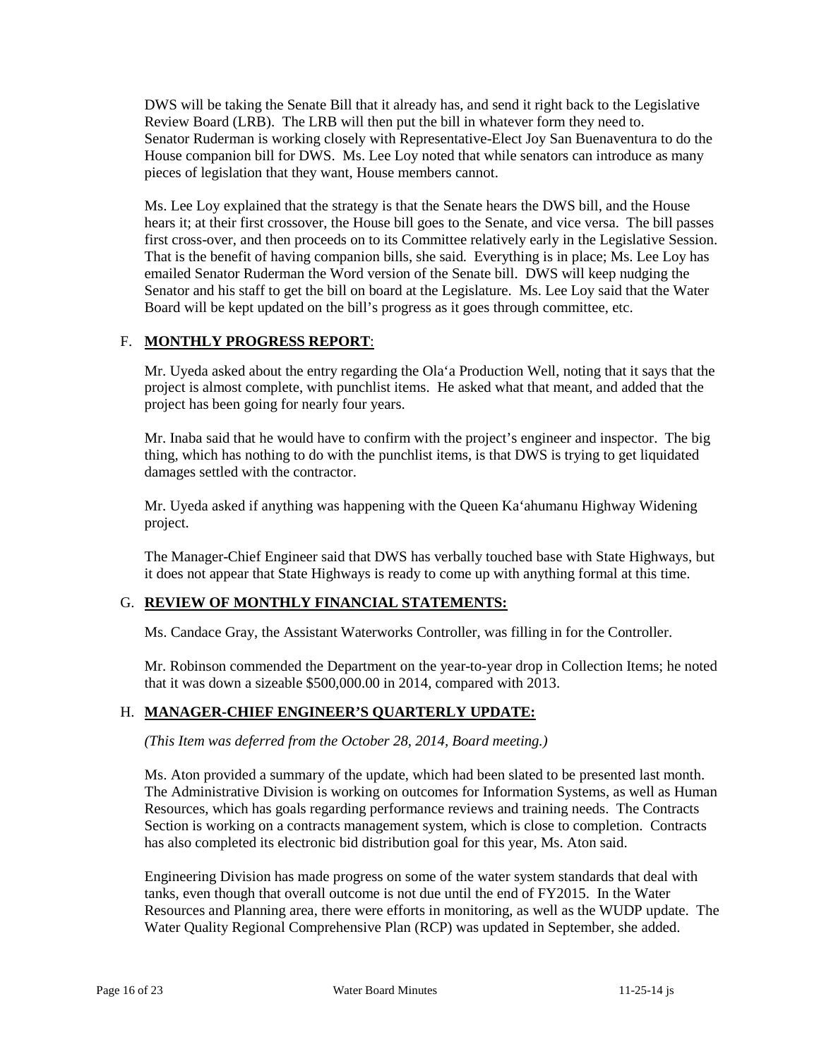DWS will be taking the Senate Bill that it already has, and send it right back to the Legislative Review Board (LRB). The LRB will then put the bill in whatever form they need to. Senator Ruderman is working closely with Representative-Elect Joy San Buenaventura to do the House companion bill for DWS. Ms. Lee Loy noted that while senators can introduce as many pieces of legislation that they want, House members cannot.

Ms. Lee Loy explained that the strategy is that the Senate hears the DWS bill, and the House hears it; at their first crossover, the House bill goes to the Senate, and vice versa. The bill passes first cross-over, and then proceeds on to its Committee relatively early in the Legislative Session. That is the benefit of having companion bills, she said. Everything is in place; Ms. Lee Loy has emailed Senator Ruderman the Word version of the Senate bill. DWS will keep nudging the Senator and his staff to get the bill on board at the Legislature. Ms. Lee Loy said that the Water Board will be kept updated on the bill's progress as it goes through committee, etc.

## F. **MONTHLY PROGRESS REPORT**:

Mr. Uyeda asked about the entry regarding the Ola'a Production Well, noting that it says that the project is almost complete, with punchlist items. He asked what that meant, and added that the project has been going for nearly four years.

Mr. Inaba said that he would have to confirm with the project's engineer and inspector. The big thing, which has nothing to do with the punchlist items, is that DWS is trying to get liquidated damages settled with the contractor.

Mr. Uyeda asked if anything was happening with the Queen Ka'ahumanu Highway Widening project.

The Manager-Chief Engineer said that DWS has verbally touched base with State Highways, but it does not appear that State Highways is ready to come up with anything formal at this time.

## G. **REVIEW OF MONTHLY FINANCIAL STATEMENTS:**

Ms. Candace Gray, the Assistant Waterworks Controller, was filling in for the Controller.

Mr. Robinson commended the Department on the year-to-year drop in Collection Items; he noted that it was down a sizeable $500,000.00 in 2014, compared with 2013.

## H. **MANAGER-CHIEF ENGINEER'S QUARTERLY UPDATE:**

*(This Item was deferred from the October 28, 2014, Board meeting.)*

Ms. Aton provided a summary of the update, which had been slated to be presented last month. The Administrative Division is working on outcomes for Information Systems, as well as Human Resources, which has goals regarding performance reviews and training needs. The Contracts Section is working on a contracts management system, which is close to completion. Contracts has also completed its electronic bid distribution goal for this year, Ms. Aton said.

Engineering Division has made progress on some of the water system standards that deal with tanks, even though that overall outcome is not due until the end of FY2015. In the Water Resources and Planning area, there were efforts in monitoring, as well as the WUDP update. The Water Quality Regional Comprehensive Plan (RCP) was updated in September, she added.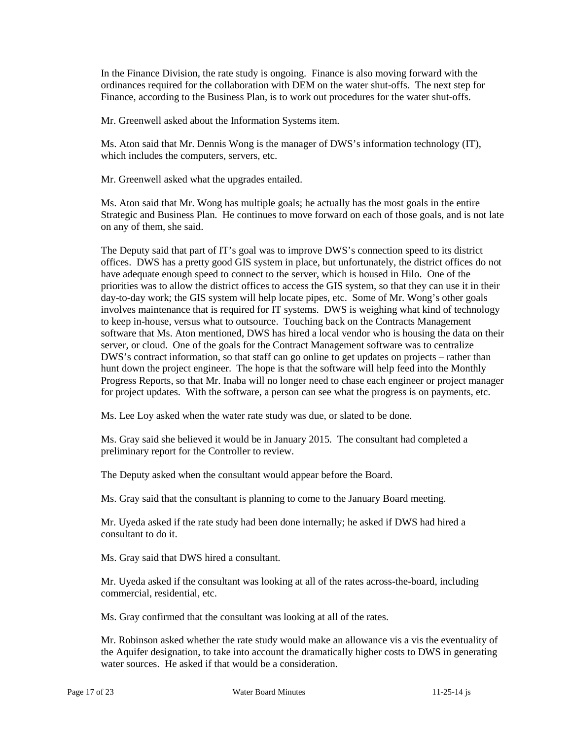In the Finance Division, the rate study is ongoing. Finance is also moving forward with the ordinances required for the collaboration with DEM on the water shut-offs. The next step for Finance, according to the Business Plan, is to work out procedures for the water shut-offs.

Mr. Greenwell asked about the Information Systems item.

Ms. Aton said that Mr. Dennis Wong is the manager of DWS's information technology (IT), which includes the computers, servers, etc.

Mr. Greenwell asked what the upgrades entailed.

Ms. Aton said that Mr. Wong has multiple goals; he actually has the most goals in the entire Strategic and Business Plan. He continues to move forward on each of those goals, and is not late on any of them, she said.

The Deputy said that part of IT's goal was to improve DWS's connection speed to its district offices. DWS has a pretty good GIS system in place, but unfortunately, the district offices do not have adequate enough speed to connect to the server, which is housed in Hilo. One of the priorities was to allow the district offices to access the GIS system, so that they can use it in their day-to-day work; the GIS system will help locate pipes, etc. Some of Mr. Wong's other goals involves maintenance that is required for IT systems. DWS is weighing what kind of technology to keep in-house, versus what to outsource. Touching back on the Contracts Management software that Ms. Aton mentioned, DWS has hired a local vendor who is housing the data on their server, or cloud. One of the goals for the Contract Management software was to centralize DWS's contract information, so that staff can go online to get updates on projects – rather than hunt down the project engineer. The hope is that the software will help feed into the Monthly Progress Reports, so that Mr. Inaba will no longer need to chase each engineer or project manager for project updates. With the software, a person can see what the progress is on payments, etc.

Ms. Lee Loy asked when the water rate study was due, or slated to be done.

Ms. Gray said she believed it would be in January 2015. The consultant had completed a preliminary report for the Controller to review.

The Deputy asked when the consultant would appear before the Board.

Ms. Gray said that the consultant is planning to come to the January Board meeting.

Mr. Uyeda asked if the rate study had been done internally; he asked if DWS had hired a consultant to do it.

Ms. Gray said that DWS hired a consultant.

Mr. Uyeda asked if the consultant was looking at all of the rates across-the-board, including commercial, residential, etc.

Ms. Gray confirmed that the consultant was looking at all of the rates.

Mr. Robinson asked whether the rate study would make an allowance vis a vis the eventuality of the Aquifer designation, to take into account the dramatically higher costs to DWS in generating water sources. He asked if that would be a consideration.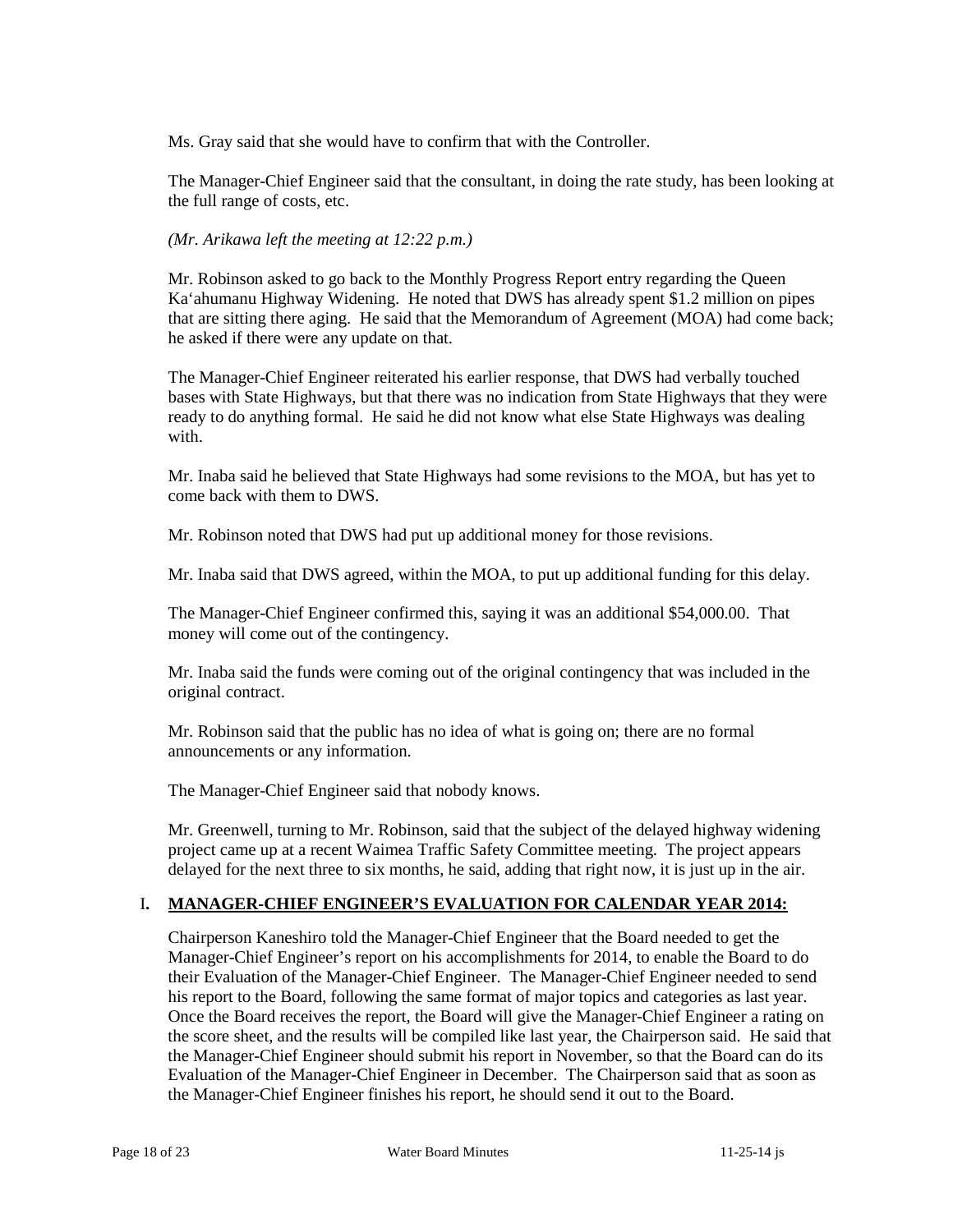Ms. Gray said that she would have to confirm that with the Controller.

The Manager-Chief Engineer said that the consultant, in doing the rate study, has been looking at the full range of costs, etc.

*(Mr. Arikawa left the meeting at 12:22 p.m.)*

Mr. Robinson asked to go back to the Monthly Progress Report entry regarding the Queen Ka'ahumanu Highway Widening. He noted that DWS has already spent $1.2 million on pipes that are sitting there aging. He said that the Memorandum of Agreement (MOA) had come back; he asked if there were any update on that.

The Manager-Chief Engineer reiterated his earlier response, that DWS had verbally touched bases with State Highways, but that there was no indication from State Highways that they were ready to do anything formal. He said he did not know what else State Highways was dealing with.

Mr. Inaba said he believed that State Highways had some revisions to the MOA, but has yet to come back with them to DWS.

Mr. Robinson noted that DWS had put up additional money for those revisions.

Mr. Inaba said that DWS agreed, within the MOA, to put up additional funding for this delay.

The Manager-Chief Engineer confirmed this, saying it was an additional $54,000.00. That money will come out of the contingency.

Mr. Inaba said the funds were coming out of the original contingency that was included in the original contract.

Mr. Robinson said that the public has no idea of what is going on; there are no formal announcements or any information.

The Manager-Chief Engineer said that nobody knows.

Mr. Greenwell, turning to Mr. Robinson, said that the subject of the delayed highway widening project came up at a recent Waimea Traffic Safety Committee meeting. The project appears delayed for the next three to six months, he said, adding that right now, it is just up in the air.

## I. MANAGER-CHIEF ENGINEER'S EVALUATION FOR CALENDAR YEAR 2014:

Chairperson Kaneshiro told the Manager-Chief Engineer that the Board needed to get the Manager-Chief Engineer's report on his accomplishments for 2014, to enable the Board to do their Evaluation of the Manager-Chief Engineer. The Manager-Chief Engineer needed to send his report to the Board, following the same format of major topics and categories as last year. Once the Board receives the report, the Board will give the Manager-Chief Engineer a rating on the score sheet, and the results will be compiled like last year, the Chairperson said. He said that the Manager-Chief Engineer should submit his report in November, so that the Board can do its Evaluation of the Manager-Chief Engineer in December. The Chairperson said that as soon as the Manager-Chief Engineer finishes his report, he should send it out to the Board.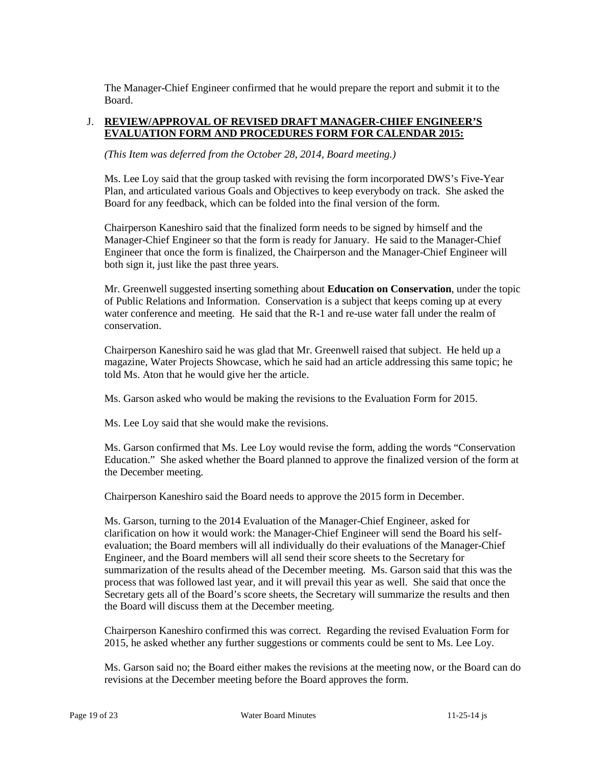The Manager-Chief Engineer confirmed that he would prepare the report and submit it to the Board.

J. **REVIEW/APPROVAL OF REVISED DRAFT MANAGER-CHIEF ENGINEER'S EVALUATION FORM AND PROCEDURES FORM FOR CALENDAR 2015:**

*(This Item was deferred from the October 28, 2014, Board meeting.)*

Ms. Lee Loy said that the group tasked with revising the form incorporated DWS's Five-Year Plan, and articulated various Goals and Objectives to keep everybody on track. She asked the Board for any feedback, which can be folded into the final version of the form.

Chairperson Kaneshiro said that the finalized form needs to be signed by himself and the Manager-Chief Engineer so that the form is ready for January. He said to the Manager-Chief Engineer that once the form is finalized, the Chairperson and the Manager-Chief Engineer will both sign it, just like the past three years.

Mr. Greenwell suggested inserting something about **Education on Conservation**, under the topic of Public Relations and Information. Conservation is a subject that keeps coming up at every water conference and meeting. He said that the R-1 and re-use water fall under the realm of conservation.

Chairperson Kaneshiro said he was glad that Mr. Greenwell raised that subject. He held up a magazine, Water Projects Showcase, which he said had an article addressing this same topic; he told Ms. Aton that he would give her the article.

Ms. Garson asked who would be making the revisions to the Evaluation Form for 2015.

Ms. Lee Loy said that she would make the revisions.

Ms. Garson confirmed that Ms. Lee Loy would revise the form, adding the words "Conservation Education." She asked whether the Board planned to approve the finalized version of the form at the December meeting.

Chairperson Kaneshiro said the Board needs to approve the 2015 form in December.

Ms. Garson, turning to the 2014 Evaluation of the Manager-Chief Engineer, asked for clarification on how it would work: the Manager-Chief Engineer will send the Board his self-evaluation; the Board members will all individually do their evaluations of the Manager-Chief Engineer, and the Board members will all send their score sheets to the Secretary for summarization of the results ahead of the December meeting. Ms. Garson said that this was the process that was followed last year, and it will prevail this year as well. She said that once the Secretary gets all of the Board's score sheets, the Secretary will summarize the results and then the Board will discuss them at the December meeting.

Chairperson Kaneshiro confirmed this was correct. Regarding the revised Evaluation Form for 2015, he asked whether any further suggestions or comments could be sent to Ms. Lee Loy.

Ms. Garson said no; the Board either makes the revisions at the meeting now, or the Board can do revisions at the December meeting before the Board approves the form.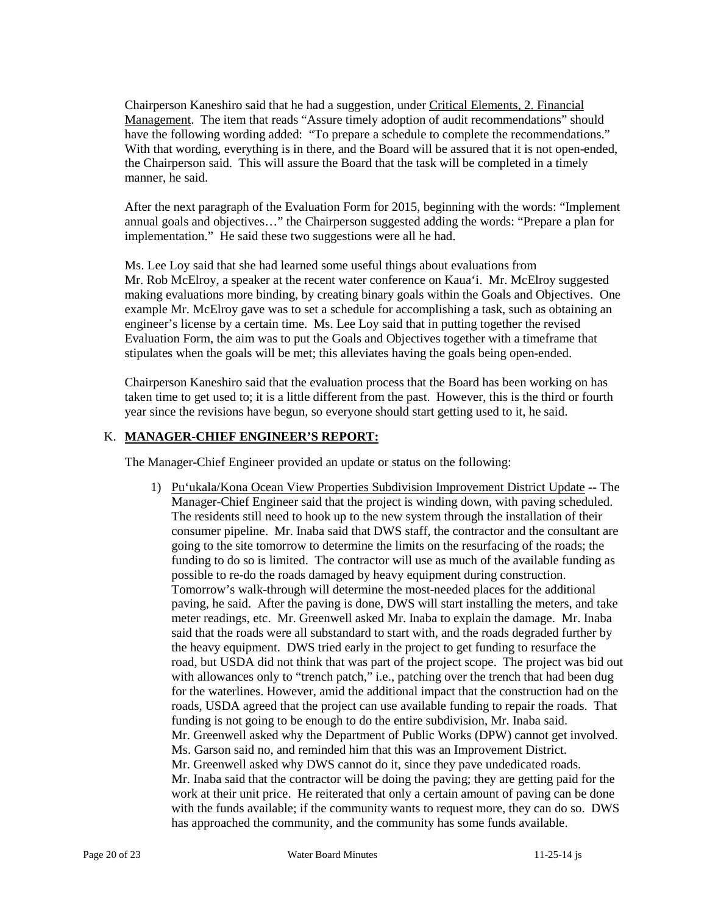Chairperson Kaneshiro said that he had a suggestion, under Critical Elements, 2. Financial Management. The item that reads "Assure timely adoption of audit recommendations" should have the following wording added: "To prepare a schedule to complete the recommendations." With that wording, everything is in there, and the Board will be assured that it is not open-ended, the Chairperson said. This will assure the Board that the task will be completed in a timely manner, he said.

After the next paragraph of the Evaluation Form for 2015, beginning with the words: "Implement annual goals and objectives…" the Chairperson suggested adding the words: "Prepare a plan for implementation." He said these two suggestions were all he had.

Ms. Lee Loy said that she had learned some useful things about evaluations from Mr. Rob McElroy, a speaker at the recent water conference on Kaua'i. Mr. McElroy suggested making evaluations more binding, by creating binary goals within the Goals and Objectives. One example Mr. McElroy gave was to set a schedule for accomplishing a task, such as obtaining an engineer's license by a certain time. Ms. Lee Loy said that in putting together the revised Evaluation Form, the aim was to put the Goals and Objectives together with a timeframe that stipulates when the goals will be met; this alleviates having the goals being open-ended.

Chairperson Kaneshiro said that the evaluation process that the Board has been working on has taken time to get used to; it is a little different from the past. However, this is the third or fourth year since the revisions have begun, so everyone should start getting used to it, he said.

## K. MANAGER-CHIEF ENGINEER'S REPORT:

The Manager-Chief Engineer provided an update or status on the following:

1) Pu'ukala/Kona Ocean View Properties Subdivision Improvement District Update -- The Manager-Chief Engineer said that the project is winding down, with paving scheduled. The residents still need to hook up to the new system through the installation of their consumer pipeline. Mr. Inaba said that DWS staff, the contractor and the consultant are going to the site tomorrow to determine the limits on the resurfacing of the roads; the funding to do so is limited. The contractor will use as much of the available funding as possible to re-do the roads damaged by heavy equipment during construction. Tomorrow's walk-through will determine the most-needed places for the additional paving, he said. After the paving is done, DWS will start installing the meters, and take meter readings, etc. Mr. Greenwell asked Mr. Inaba to explain the damage. Mr. Inaba said that the roads were all substandard to start with, and the roads degraded further by the heavy equipment. DWS tried early in the project to get funding to resurface the road, but USDA did not think that was part of the project scope. The project was bid out with allowances only to "trench patch," i.e., patching over the trench that had been dug for the waterlines. However, amid the additional impact that the construction had on the roads, USDA agreed that the project can use available funding to repair the roads. That funding is not going to be enough to do the entire subdivision, Mr. Inaba said. Mr. Greenwell asked why the Department of Public Works (DPW) cannot get involved. Ms. Garson said no, and reminded him that this was an Improvement District. Mr. Greenwell asked why DWS cannot do it, since they pave undedicated roads. Mr. Inaba said that the contractor will be doing the paving; they are getting paid for the work at their unit price. He reiterated that only a certain amount of paving can be done with the funds available; if the community wants to request more, they can do so. DWS has approached the community, and the community has some funds available.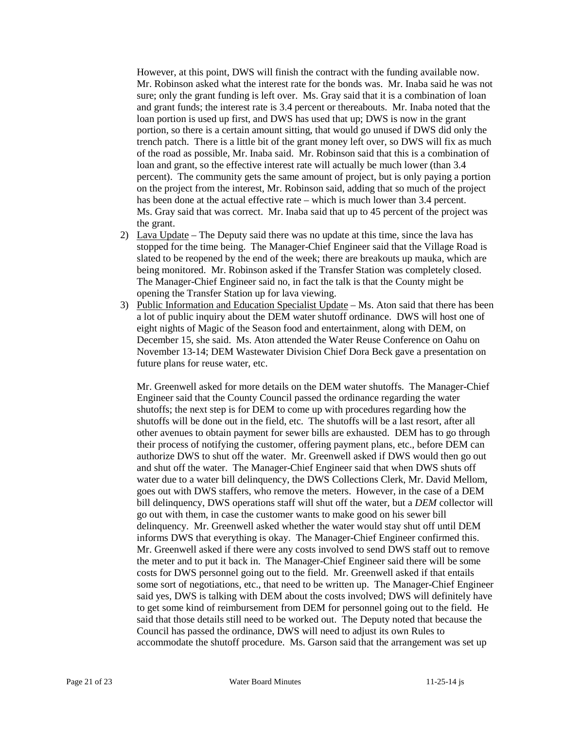However, at this point, DWS will finish the contract with the funding available now. Mr. Robinson asked what the interest rate for the bonds was. Mr. Inaba said he was not sure; only the grant funding is left over. Ms. Gray said that it is a combination of loan and grant funds; the interest rate is 3.4 percent or thereabouts. Mr. Inaba noted that the loan portion is used up first, and DWS has used that up; DWS is now in the grant portion, so there is a certain amount sitting, that would go unused if DWS did only the trench patch. There is a little bit of the grant money left over, so DWS will fix as much of the road as possible, Mr. Inaba said. Mr. Robinson said that this is a combination of loan and grant, so the effective interest rate will actually be much lower (than 3.4 percent). The community gets the same amount of project, but is only paying a portion on the project from the interest, Mr. Robinson said, adding that so much of the project has been done at the actual effective rate – which is much lower than 3.4 percent. Ms. Gray said that was correct. Mr. Inaba said that up to 45 percent of the project was the grant.

2) Lava Update – The Deputy said there was no update at this time, since the lava has stopped for the time being. The Manager-Chief Engineer said that the Village Road is slated to be reopened by the end of the week; there are breakouts up mauka, which are being monitored. Mr. Robinson asked if the Transfer Station was completely closed. The Manager-Chief Engineer said no, in fact the talk is that the County might be opening the Transfer Station up for lava viewing.

3) Public Information and Education Specialist Update – Ms. Aton said that there has been a lot of public inquiry about the DEM water shutoff ordinance. DWS will host one of eight nights of Magic of the Season food and entertainment, along with DEM, on December 15, she said. Ms. Aton attended the Water Reuse Conference on Oahu on November 13-14; DEM Wastewater Division Chief Dora Beck gave a presentation on future plans for reuse water, etc.

   Mr. Greenwell asked for more details on the DEM water shutoffs. The Manager-Chief Engineer said that the County Council passed the ordinance regarding the water shutoffs; the next step is for DEM to come up with procedures regarding how the shutoffs will be done out in the field, etc. The shutoffs will be a last resort, after all other avenues to obtain payment for sewer bills are exhausted. DEM has to go through their process of notifying the customer, offering payment plans, etc., before DEM can authorize DWS to shut off the water. Mr. Greenwell asked if DWS would then go out and shut off the water. The Manager-Chief Engineer said that when DWS shuts off water due to a water bill delinquency, the DWS Collections Clerk, Mr. David Mellom, goes out with DWS staffers, who remove the meters. However, in the case of a DEM bill delinquency, DWS operations staff will shut off the water, but a *DEM* collector will go out with them, in case the customer wants to make good on his sewer bill delinquency. Mr. Greenwell asked whether the water would stay shut off until DEM informs DWS that everything is okay. The Manager-Chief Engineer confirmed this. Mr. Greenwell asked if there were any costs involved to send DWS staff out to remove the meter and to put it back in. The Manager-Chief Engineer said there will be some costs for DWS personnel going out to the field. Mr. Greenwell asked if that entails some sort of negotiations, etc., that need to be written up. The Manager-Chief Engineer said yes, DWS is talking with DEM about the costs involved; DWS will definitely have to get some kind of reimbursement from DEM for personnel going out to the field. He said that those details still need to be worked out. The Deputy noted that because the Council has passed the ordinance, DWS will need to adjust its own Rules to accommodate the shutoff procedure. Ms. Garson said that the arrangement was set up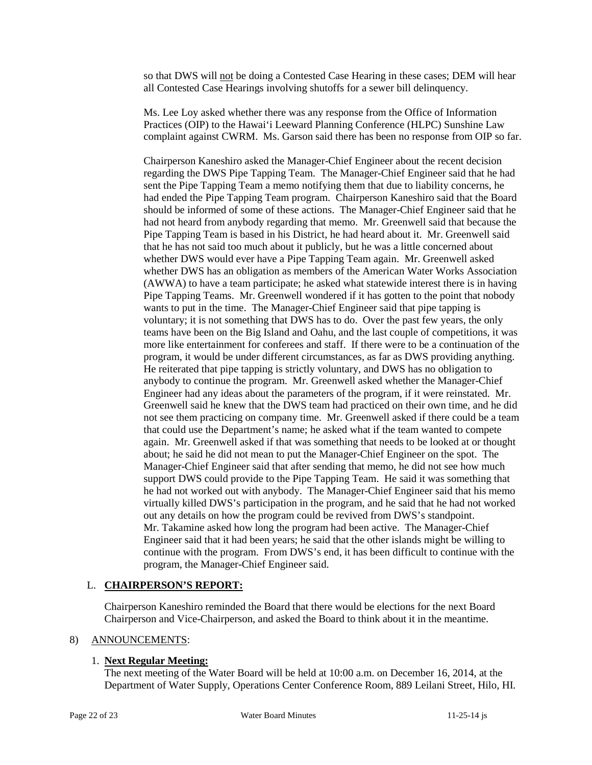so that DWS will not be doing a Contested Case Hearing in these cases; DEM will hear all Contested Case Hearings involving shutoffs for a sewer bill delinquency.

Ms. Lee Loy asked whether there was any response from the Office of Information Practices (OIP) to the Hawai'i Leeward Planning Conference (HLPC) Sunshine Law complaint against CWRM. Ms. Garson said there has been no response from OIP so far.

Chairperson Kaneshiro asked the Manager-Chief Engineer about the recent decision regarding the DWS Pipe Tapping Team. The Manager-Chief Engineer said that he had sent the Pipe Tapping Team a memo notifying them that due to liability concerns, he had ended the Pipe Tapping Team program. Chairperson Kaneshiro said that the Board should be informed of some of these actions. The Manager-Chief Engineer said that he had not heard from anybody regarding that memo. Mr. Greenwell said that because the Pipe Tapping Team is based in his District, he had heard about it. Mr. Greenwell said that he has not said too much about it publicly, but he was a little concerned about whether DWS would ever have a Pipe Tapping Team again. Mr. Greenwell asked whether DWS has an obligation as members of the American Water Works Association (AWWA) to have a team participate; he asked what statewide interest there is in having Pipe Tapping Teams. Mr. Greenwell wondered if it has gotten to the point that nobody wants to put in the time. The Manager-Chief Engineer said that pipe tapping is voluntary; it is not something that DWS has to do. Over the past few years, the only teams have been on the Big Island and Oahu, and the last couple of competitions, it was more like entertainment for conferees and staff. If there were to be a continuation of the program, it would be under different circumstances, as far as DWS providing anything. He reiterated that pipe tapping is strictly voluntary, and DWS has no obligation to anybody to continue the program. Mr. Greenwell asked whether the Manager-Chief Engineer had any ideas about the parameters of the program, if it were reinstated. Mr. Greenwell said he knew that the DWS team had practiced on their own time, and he did not see them practicing on company time. Mr. Greenwell asked if there could be a team that could use the Department's name; he asked what if the team wanted to compete again. Mr. Greenwell asked if that was something that needs to be looked at or thought about; he said he did not mean to put the Manager-Chief Engineer on the spot. The Manager-Chief Engineer said that after sending that memo, he did not see how much support DWS could provide to the Pipe Tapping Team. He said it was something that he had not worked out with anybody. The Manager-Chief Engineer said that his memo virtually killed DWS's participation in the program, and he said that he had not worked out any details on how the program could be revived from DWS's standpoint. Mr. Takamine asked how long the program had been active. The Manager-Chief Engineer said that it had been years; he said that the other islands might be willing to continue with the program. From DWS's end, it has been difficult to continue with the program, the Manager-Chief Engineer said.

L. **CHAIRPERSON'S REPORT:**

Chairperson Kaneshiro reminded the Board that there would be elections for the next Board Chairperson and Vice-Chairperson, and asked the Board to think about it in the meantime.

8) ANNOUNCEMENTS:

1. **Next Regular Meeting:**
The next meeting of the Water Board will be held at 10:00 a.m. on December 16, 2014, at the Department of Water Supply, Operations Center Conference Room, 889 Leilani Street, Hilo, HI.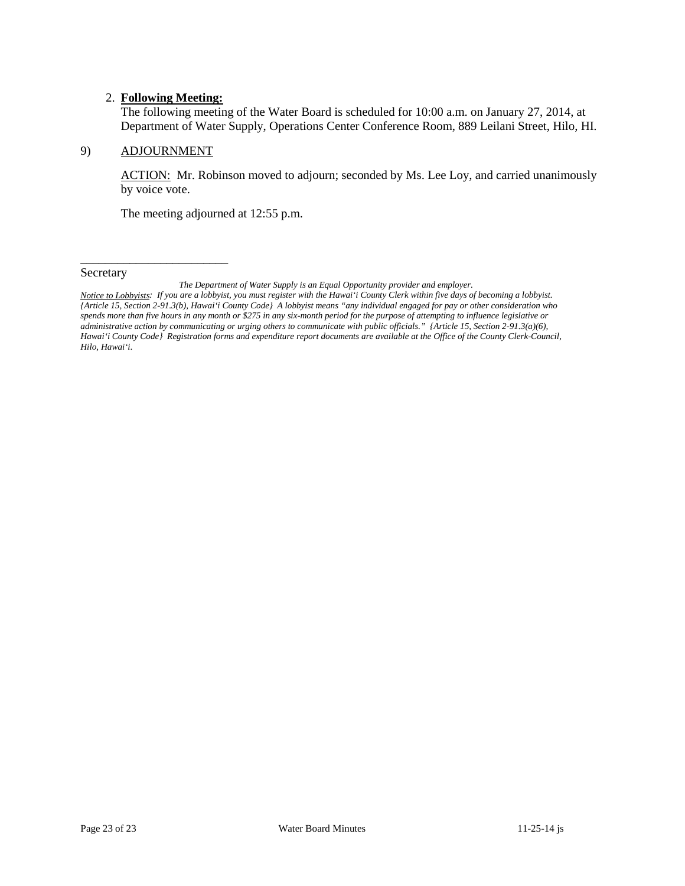2. **Following Meeting:**
   The following meeting of the Water Board is scheduled for 10:00 a.m. on January 27, 2014, at Department of Water Supply, Operations Center Conference Room, 889 Leilani Street, Hilo, HI.

9) ADJOURNMENT

ACTION: Mr. Robinson moved to adjourn; seconded by Ms. Lee Loy, and carried unanimously by voice vote.

The meeting adjourned at 12:55 p.m.

_________________________

Secretary

*The Department of Water Supply is an Equal Opportunity provider and employer.*

*Notice to Lobbyists: If you are a lobbyist, you must register with the Hawai'i County Clerk within five days of becoming a lobbyist. {Article 15, Section 2-91.3(b), Hawai'i County Code} A lobbyist means "any individual engaged for pay or other consideration who spends more than five hours in any month or $275 in any six-month period for the purpose of attempting to influence legislative or administrative action by communicating or urging others to communicate with public officials." {Article 15, Section 2-91.3(a)(6), Hawai'i County Code} Registration forms and expenditure report documents are available at the Office of the County Clerk-Council, Hilo, Hawai'i.*